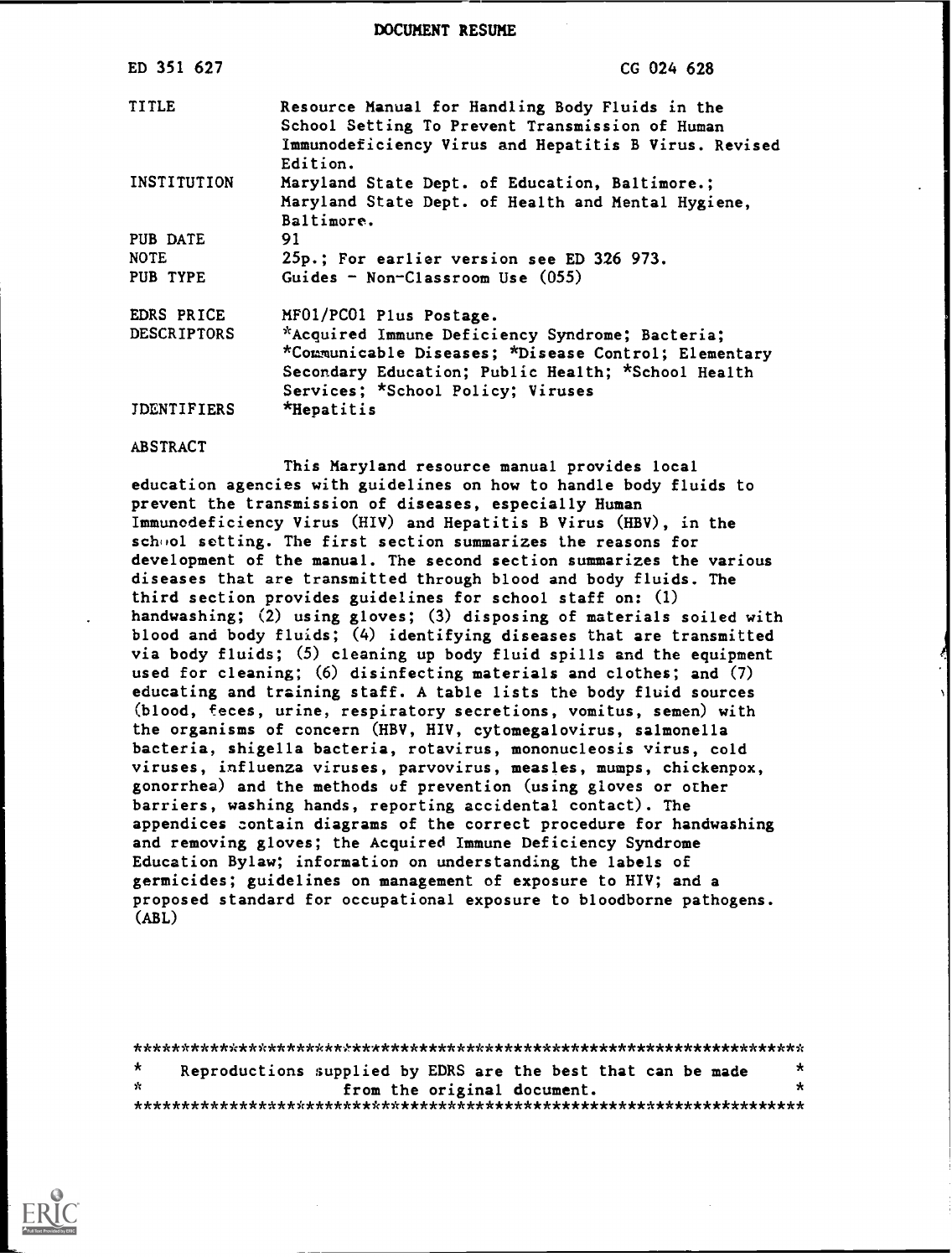# DOCUMENT RESUME

| | |
|---|---|
| ED 351 627 | CG 024 628 |
| TITLE | Resource Manual for Handling Body Fluids in the School Setting To Prevent Transmission of Human Immunodeficiency Virus and Hepatitis B Virus. Revised Edition. |
| INSTITUTION | Maryland State Dept. of Education, Baltimore.; Maryland State Dept. of Health and Mental Hygiene, Baltimore. |
| PUB DATE | 91 |
| NOTE | 25p.; For earlier version see ED 326 973. |
| PUB TYPE | Guides - Non-Classroom Use (055) |
| EDRS PRICE | MF01/PC01 Plus Postage. |
| DESCRIPTORS | *Acquired Immune Deficiency Syndrome; Bacteria; *Communicable Diseases; *Disease Control; Elementary Secondary Education; Public Health; *School Health Services; *School Policy; Viruses |
| IDENTIFIERS | *Hepatitis |

ABSTRACT

This Maryland resource manual provides local education agencies with guidelines on how to handle body fluids to prevent the transmission of diseases, especially Human Immunodeficiency Virus (HIV) and Hepatitis B Virus (HBV), in the school setting. The first section summarizes the reasons for development of the manual. The second section summarizes the various diseases that are transmitted through blood and body fluids. The third section provides guidelines for school staff on: (1) handwashing; (2) using gloves; (3) disposing of materials soiled with blood and body fluids; (4) identifying diseases that are transmitted via body fluids; (5) cleaning up body fluid spills and the equipment used for cleaning; (6) disinfecting materials and clothes; and (7) educating and training staff. A table lists the body fluid sources (blood, feces, urine, respiratory secretions, vomitus, semen) with the organisms of concern (HBV, HIV, cytomegalovirus, salmonella bacteria, shigella bacteria, rotavirus, mononucleosis virus, cold viruses, influenza viruses, parvovirus, measles, mumps, chickenpox, gonorrhea) and the methods of prevention (using gloves or other barriers, washing hands, reporting accidental contact). The appendices contain diagrams of the correct procedure for handwashing and removing gloves; the Acquired Immune Deficiency Syndrome Education Bylaw; information on understanding the labels of germicides; guidelines on management of exposure to HIV; and a proposed standard for occupational exposure to bloodborne pathogens. (ABL)

***********************************************************************
*   Reproductions supplied by EDRS are the best that can be made   *
*                   from the original document.                    *
***********************************************************************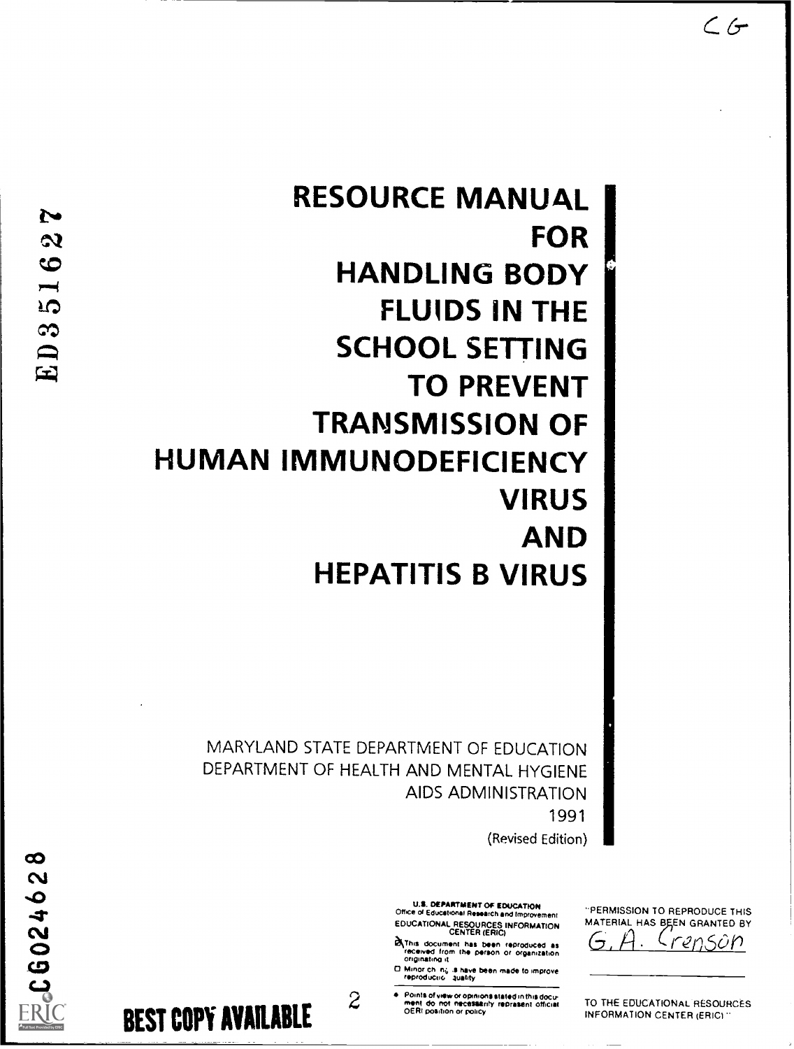# RESOURCE MANUAL FOR HANDLING BODY FLUIDS IN THE SCHOOL SETTING TO PREVENT TRANSMISSION OF HUMAN IMMUNODEFICIENCY VIRUS AND HEPATITIS B VIRUS

MARYLAND STATE DEPARTMENT OF EDUCATION
DEPARTMENT OF HEALTH AND MENTAL HYGIENE
AIDS ADMINISTRATION
1991
(Revised Edition)

ED351627

CG024628

U.S. DEPARTMENT OF EDUCATION
Office of Educational Research and Improvement
EDUCATIONAL RESOURCES INFORMATION CENTER (ERIC)

- This document has been reproduced as received from the person or organization originating it
- Minor changes have been made to improve reproduction quality
- Points of view or opinions stated in this document do not necessarily represent official OERI position or policy

"PERMISSION TO REPRODUCE THIS MATERIAL HAS BEEN GRANTED BY
G. A. Crenson

TO THE EDUCATIONAL RESOURCES INFORMATION CENTER (ERIC)"

BEST COPY AVAILABLE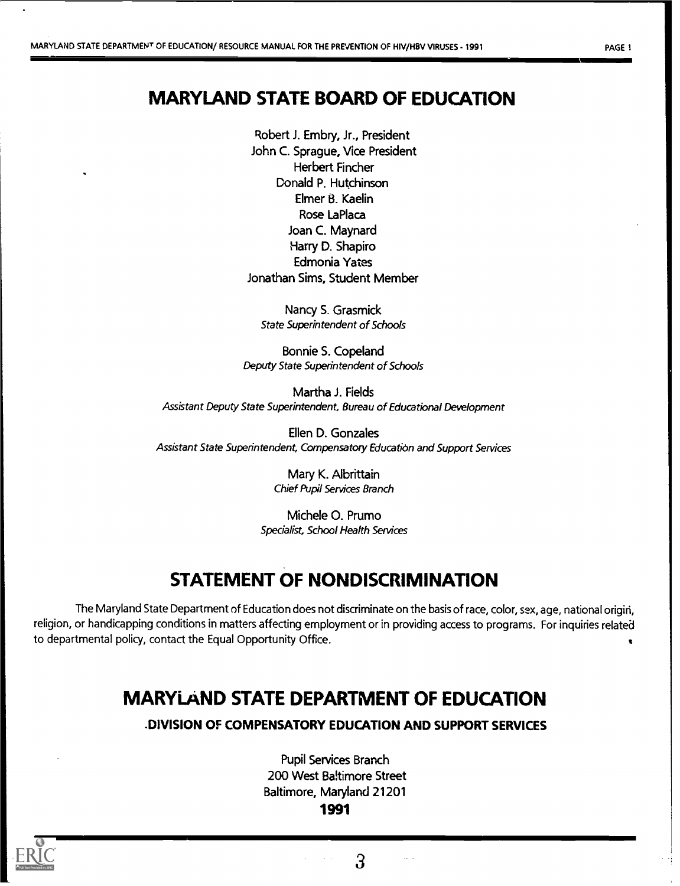# MARYLAND STATE BOARD OF EDUCATION

Robert J. Embry, Jr., President
John C. Sprague, Vice President
Herbert Fincher
Donald P. Hutchinson
Elmer B. Kaelin
Rose LaPlaca
Joan C. Maynard
Harry D. Shapiro
Edmonia Yates
Jonathan Sims, Student Member

Nancy S. Grasmick
*State Superintendent of Schools*

Bonnie S. Copeland
*Deputy State Superintendent of Schools*

Martha J. Fields
*Assistant Deputy State Superintendent, Bureau of Educational Development*

Ellen D. Gonzales
*Assistant State Superintendent, Compensatory Education and Support Services*

Mary K. Albrittain
*Chief Pupil Services Branch*

Michele O. Prumo
*Specialist, School Health Services*

# STATEMENT OF NONDISCRIMINATION

The Maryland State Department of Education does not discriminate on the basis of race, color, sex, age, national origin, religion, or handicapping conditions in matters affecting employment or in providing access to programs. For inquiries related to departmental policy, contact the Equal Opportunity Office.

# MARYLAND STATE DEPARTMENT OF EDUCATION

## DIVISION OF COMPENSATORY EDUCATION AND SUPPORT SERVICES

Pupil Services Branch
200 West Baltimore Street
Baltimore, Maryland 21201
**1991**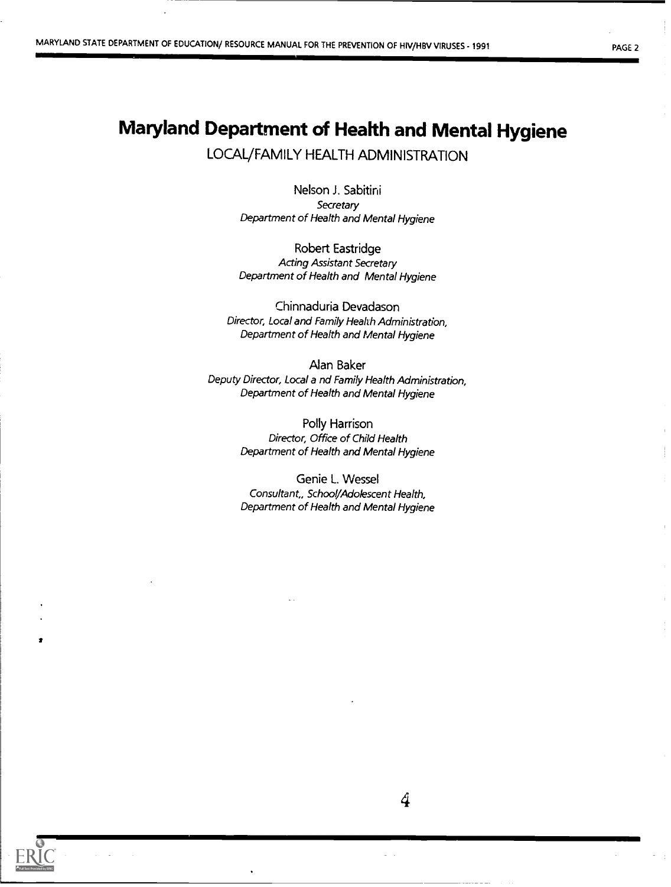# Maryland Department of Health and Mental Hygiene

## LOCAL/FAMILY HEALTH ADMINISTRATION

Nelson J. Sabitini
*Secretary*
*Department of Health and Mental Hygiene*

Robert Eastridge
*Acting Assistant Secretary*
*Department of Health and Mental Hygiene*

Chinnaduria Devadason
*Director, Local and Family Health Administration,*
*Department of Health and Mental Hygiene*

Alan Baker
*Deputy Director, Local a nd Family Health Administration,*
*Department of Health and Mental Hygiene*

Polly Harrison
*Director, Office of Child Health*
*Department of Health and Mental Hygiene*

Genie L. Wessel
*Consultant,, School/Adolescent Health,*
*Department of Health and Mental Hygiene*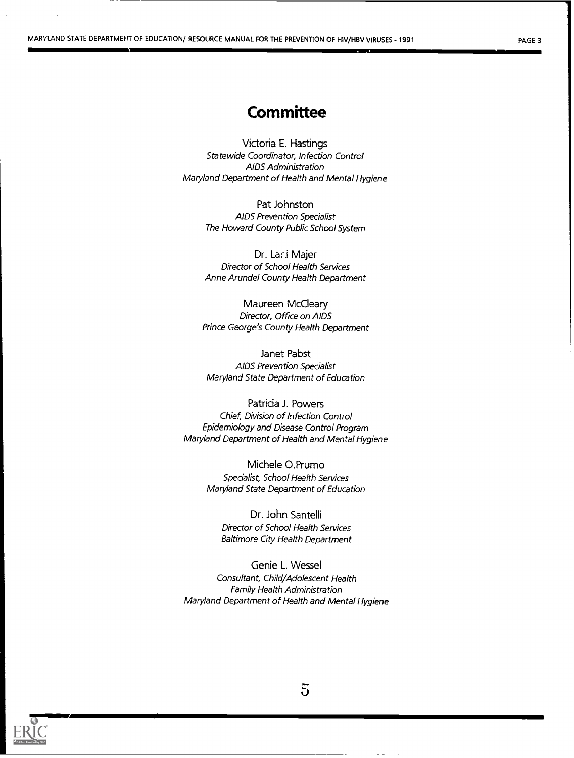# Committee

Victoria E. Hastings
*Statewide Coordinator, Infection Control*
*AIDS Administration*
*Maryland Department of Health and Mental Hygiene*

Pat Johnston
*AIDS Prevention Specialist*
*The Howard County Public School System*

Dr. Lari Majer
*Director of School Health Services*
*Anne Arundel County Health Department*

Maureen McCleary
*Director, Office on AIDS*
*Prince George's County Health Department*

Janet Pabst
*AIDS Prevention Specialist*
*Maryland State Department of Education*

Patricia J. Powers
*Chief, Division of Infection Control*
*Epidemiology and Disease Control Program*
*Maryland Department of Health and Mental Hygiene*

Michele O.Prumo
*Specialist, School Health Services*
*Maryland State Department of Education*

Dr. John Santelli
*Director of School Health Services*
*Baltimore City Health Department*

Genie L. Wessel
*Consultant, Child/Adolescent Health*
*Family Health Administration*
*Maryland Department of Health and Mental Hygiene*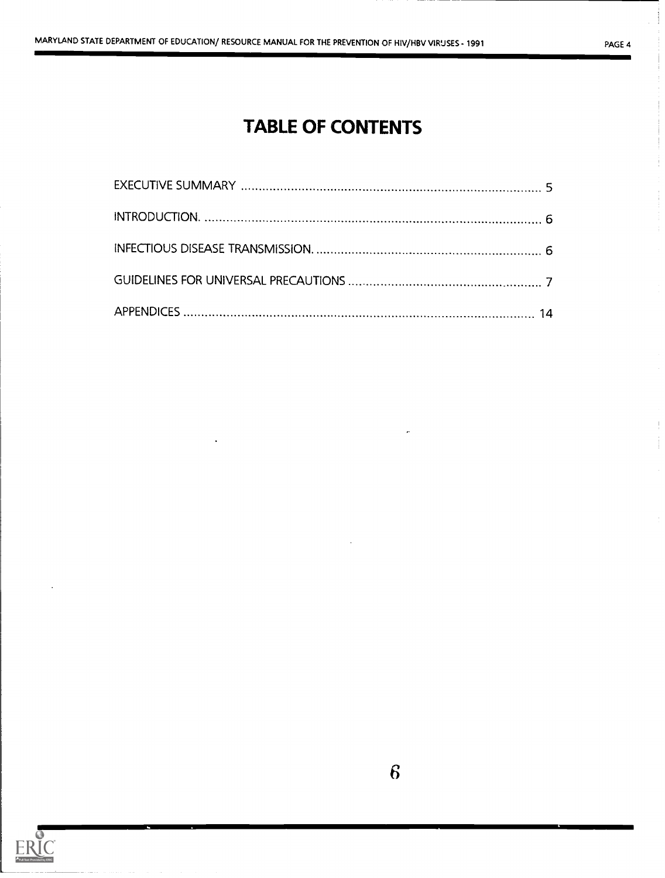# TABLE OF CONTENTS

| | |
|---|---|
| EXECUTIVE SUMMARY | 5 |
| INTRODUCTION. | 6 |
| INFECTIOUS DISEASE TRANSMISSION. | 6 |
| GUIDELINES FOR UNIVERSAL PRECAUTIONS | 7 |
| APPENDICES | 14 |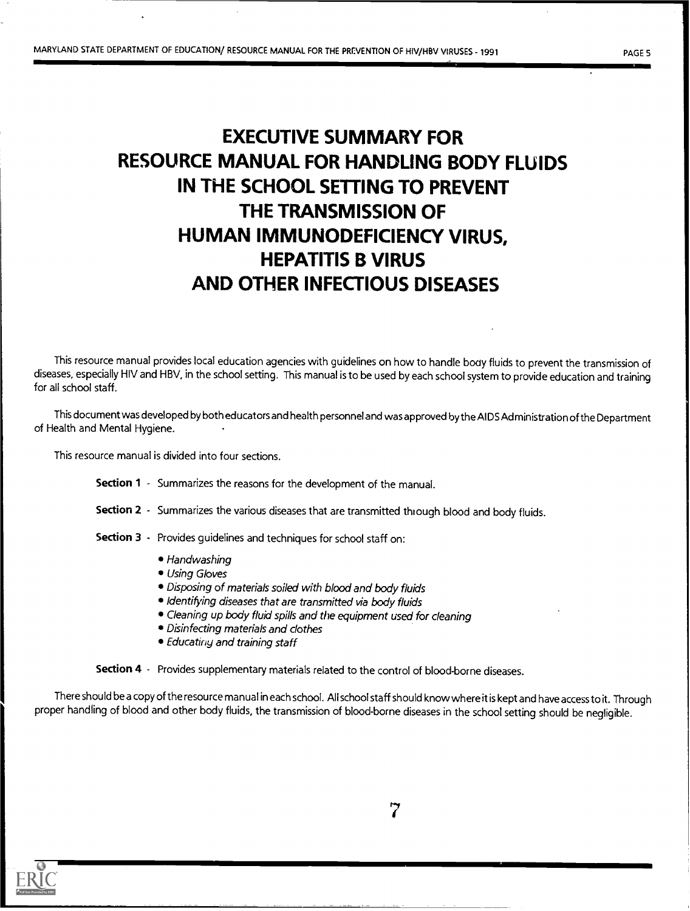# EXECUTIVE SUMMARY FOR RESOURCE MANUAL FOR HANDLING BODY FLUIDS IN THE SCHOOL SETTING TO PREVENT THE TRANSMISSION OF HUMAN IMMUNODEFICIENCY VIRUS, HEPATITIS B VIRUS AND OTHER INFECTIOUS DISEASES

This resource manual provides local education agencies with guidelines on how to handle body fluids to prevent the transmission of diseases, especially HIV and HBV, in the school setting. This manual is to be used by each school system to provide education and training for all school staff.

This document was developed by both educators and health personnel and was approved by the AIDS Administration of the Department of Health and Mental Hygiene.

This resource manual is divided into four sections.

**Section 1** - Summarizes the reasons for the development of the manual.

**Section 2** - Summarizes the various diseases that are transmitted through blood and body fluids.

**Section 3** - Provides guidelines and techniques for school staff on:

- *Handwashing*
- *Using Gloves*
- *Disposing of materials soiled with blood and body fluids*
- *Identifying diseases that are transmitted via body fluids*
- *Cleaning up body fluid spills and the equipment used for cleaning*
- *Disinfecting materials and clothes*
- *Educating and training staff*

**Section 4** - Provides supplementary materials related to the control of blood-borne diseases.

There should be a copy of the resource manual in each school. All school staff should know where it is kept and have access to it. Through proper handling of blood and other body fluids, the transmission of blood-borne diseases in the school setting should be negligible.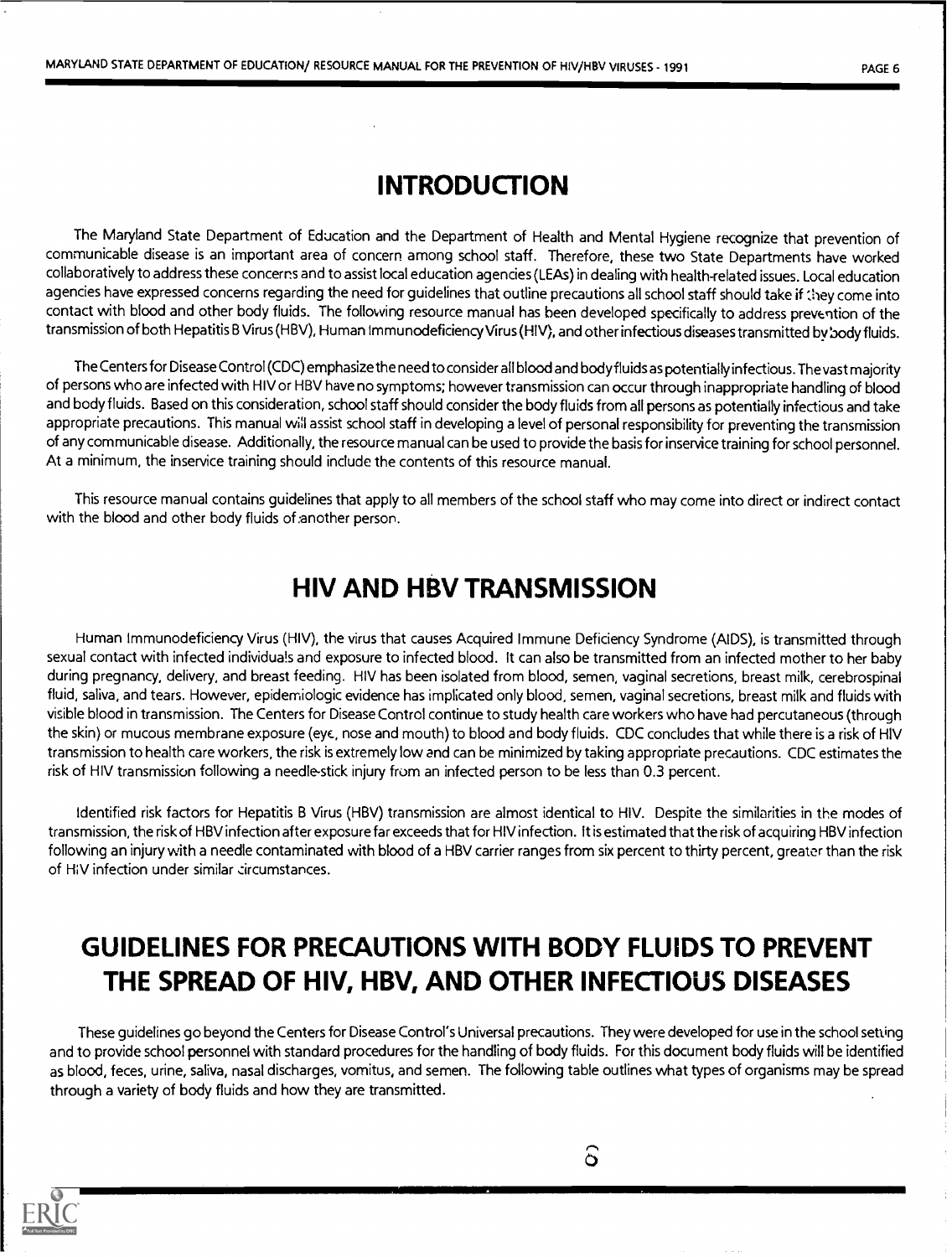# INTRODUCTION

The Maryland State Department of Education and the Department of Health and Mental Hygiene recognize that prevention of communicable disease is an important area of concern among school staff. Therefore, these two State Departments have worked collaboratively to address these concerns and to assist local education agencies (LEAs) in dealing with health-related issues. Local education agencies have expressed concerns regarding the need for guidelines that outline precautions all school staff should take if they come into contact with blood and other body fluids. The following resource manual has been developed specifically to address prevention of the transmission of both Hepatitis B Virus (HBV), Human Immunodeficiency Virus (HIV), and other infectious diseases transmitted by body fluids.

The Centers for Disease Control (CDC) emphasize the need to consider all blood and body fluids as potentially infectious. The vast majority of persons who are infected with HIV or HBV have no symptoms; however transmission can occur through inappropriate handling of blood and body fluids. Based on this consideration, school staff should consider the body fluids from all persons as potentially infectious and take appropriate precautions. This manual will assist school staff in developing a level of personal responsibility for preventing the transmission of any communicable disease. Additionally, the resource manual can be used to provide the basis for inservice training for school personnel. At a minimum, the inservice training should include the contents of this resource manual.

This resource manual contains guidelines that apply to all members of the school staff who may come into direct or indirect contact with the blood and other body fluids of another person.

# HIV AND HBV TRANSMISSION

Human Immunodeficiency Virus (HIV), the virus that causes Acquired Immune Deficiency Syndrome (AIDS), is transmitted through sexual contact with infected individuals and exposure to infected blood. It can also be transmitted from an infected mother to her baby during pregnancy, delivery, and breast feeding. HIV has been isolated from blood, semen, vaginal secretions, breast milk, cerebrospinal fluid, saliva, and tears. However, epidemiologic evidence has implicated only blood, semen, vaginal secretions, breast milk and fluids with visible blood in transmission. The Centers for Disease Control continue to study health care workers who have had percutaneous (through the skin) or mucous membrane exposure (eye, nose and mouth) to blood and body fluids. CDC concludes that while there is a risk of HIV transmission to health care workers, the risk is extremely low and can be minimized by taking appropriate precautions. CDC estimates the risk of HIV transmission following a needle-stick injury from an infected person to be less than 0.3 percent.

Identified risk factors for Hepatitis B Virus (HBV) transmission are almost identical to HIV. Despite the similarities in the modes of transmission, the risk of HBV infection after exposure far exceeds that for HIV infection. It is estimated that the risk of acquiring HBV infection following an injury with a needle contaminated with blood of a HBV carrier ranges from six percent to thirty percent, greater than the risk of HIV infection under similar circumstances.

# GUIDELINES FOR PRECAUTIONS WITH BODY FLUIDS TO PREVENT THE SPREAD OF HIV, HBV, AND OTHER INFECTIOUS DISEASES

These guidelines go beyond the Centers for Disease Control's Universal precautions. They were developed for use in the school setting and to provide school personnel with standard procedures for the handling of body fluids. For this document body fluids will be identified as blood, feces, urine, saliva, nasal discharges, vomitus, and semen. The following table outlines what types of organisms may be spread through a variety of body fluids and how they are transmitted.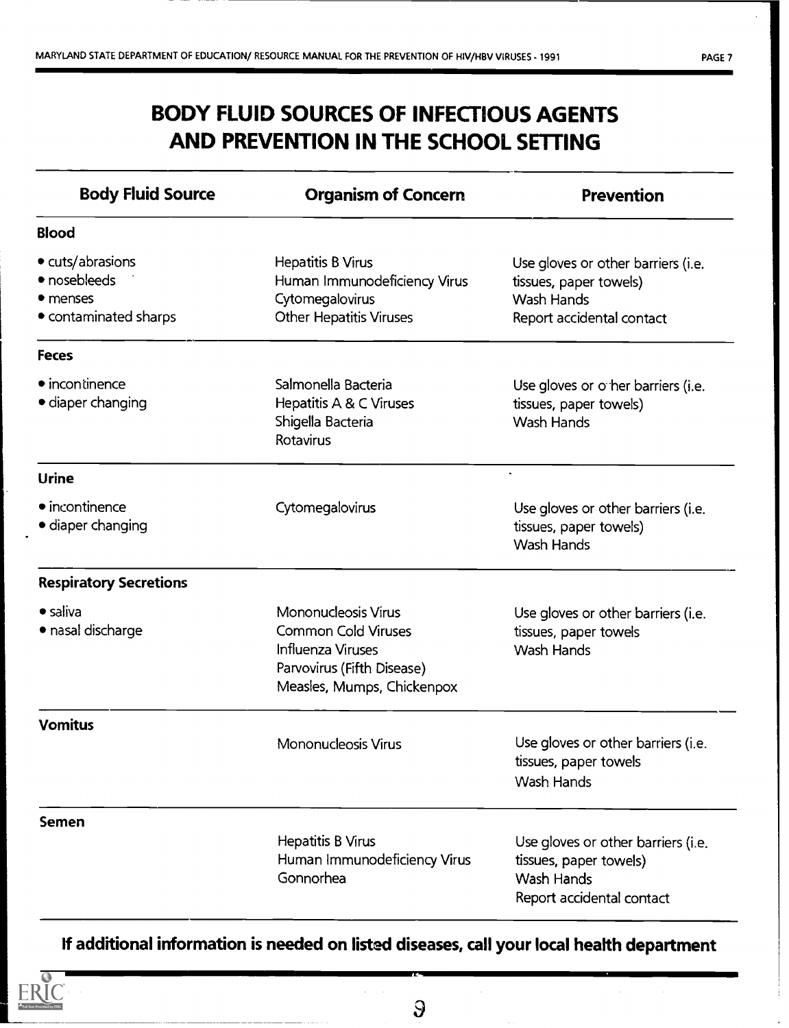# BODY FLUID SOURCES OF INFECTIOUS AGENTS AND PREVENTION IN THE SCHOOL SETTING

| Body Fluid Source | Organism of Concern | Prevention |
|---|---|---|
| **Blood** | | |
| • cuts/abrasions<br>• nosebleeds<br>• menses<br>• contaminated sharps | Hepatitis B Virus<br>Human Immunodeficiency Virus<br>Cytomegalovirus<br>Other Hepatitis Viruses | Use gloves or other barriers (i.e. tissues, paper towels)<br>Wash Hands<br>Report accidental contact |
| **Feces** | | |
| • incontinence<br>• diaper changing | Salmonella Bacteria<br>Hepatitis A & C Viruses<br>Shigella Bacteria<br>Rotavirus | Use gloves or other barriers (i.e. tissues, paper towels)<br>Wash Hands |
| **Urine** | | |
| • incontinence<br>• diaper changing | Cytomegalovirus | Use gloves or other barriers (i.e. tissues, paper towels)<br>Wash Hands |
| **Respiratory Secretions** | | |
| • saliva<br>• nasal discharge | Mononucleosis Virus<br>Common Cold Viruses<br>Influenza Viruses<br>Parvovirus (Fifth Disease)<br>Measles, Mumps, Chickenpox | Use gloves or other barriers (i.e. tissues, paper towels<br>Wash Hands |
| **Vomitus** | Mononucleosis Virus | Use gloves or other barriers (i.e. tissues, paper towels<br>Wash Hands |
| **Semen** | Hepatitis B Virus<br>Human Immunodeficiency Virus<br>Gonnorhea | Use gloves or other barriers (i.e. tissues, paper towels)<br>Wash Hands<br>Report accidental contact |

**If additional information is needed on listed diseases, call your local health department**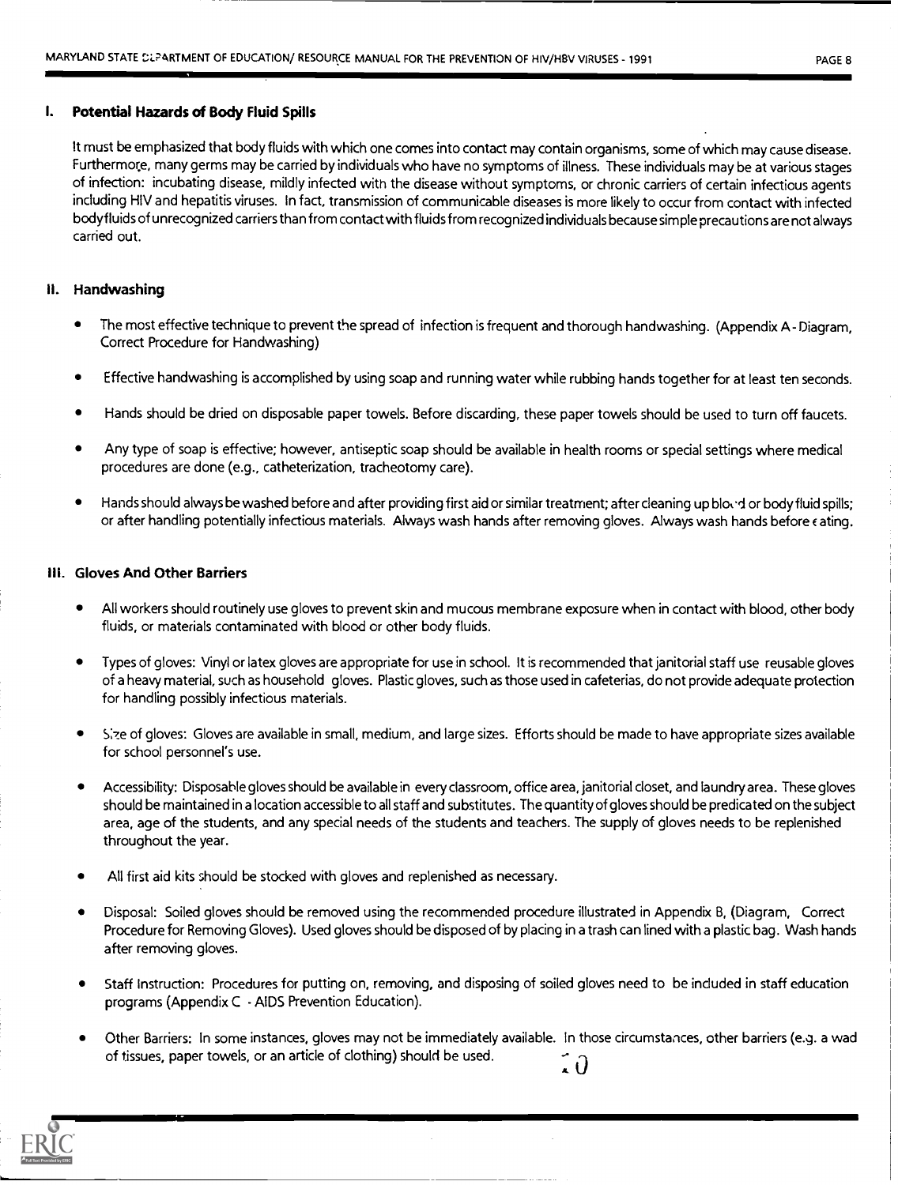## I. Potential Hazards of Body Fluid Spills

It must be emphasized that body fluids with which one comes into contact may contain organisms, some of which may cause disease. Furthermore, many germs may be carried by individuals who have no symptoms of illness. These individuals may be at various stages of infection: incubating disease, mildly infected with the disease without symptoms, or chronic carriers of certain infectious agents including HIV and hepatitis viruses. In fact, transmission of communicable diseases is more likely to occur from contact with infected bodyfluids of unrecognized carriers than from contact with fluids from recognized individuals because simple precautions are not always carried out.

## II. Handwashing

- The most effective technique to prevent the spread of infection is frequent and thorough handwashing. (Appendix A - Diagram, Correct Procedure for Handwashing)
- Effective handwashing is accomplished by using soap and running water while rubbing hands together for at least ten seconds.
- Hands should be dried on disposable paper towels. Before discarding, these paper towels should be used to turn off faucets.
- Any type of soap is effective; however, antiseptic soap should be available in health rooms or special settings where medical procedures are done (e.g., catheterization, tracheotomy care).
- Hands should always be washed before and after providing first aid or similar treatment; after cleaning up blood or body fluid spills; or after handling potentially infectious materials. Always wash hands after removing gloves. Always wash hands before eating.

## III. Gloves And Other Barriers

- All workers should routinely use gloves to prevent skin and mucous membrane exposure when in contact with blood, other body fluids, or materials contaminated with blood or other body fluids.
- Types of gloves: Vinyl or latex gloves are appropriate for use in school. It is recommended that janitorial staff use reusable gloves of a heavy material, such as household gloves. Plastic gloves, such as those used in cafeterias, do not provide adequate protection for handling possibly infectious materials.
- Size of gloves: Gloves are available in small, medium, and large sizes. Efforts should be made to have appropriate sizes available for school personnel's use.
- Accessibility: Disposable gloves should be available in every classroom, office area, janitorial closet, and laundry area. These gloves should be maintained in a location accessible to all staff and substitutes. The quantity of gloves should be predicated on the subject area, age of the students, and any special needs of the students and teachers. The supply of gloves needs to be replenished throughout the year.
- All first aid kits should be stocked with gloves and replenished as necessary.
- Disposal: Soiled gloves should be removed using the recommended procedure illustrated in Appendix B, (Diagram, Correct Procedure for Removing Gloves). Used gloves should be disposed of by placing in a trash can lined with a plastic bag. Wash hands after removing gloves.
- Staff Instruction: Procedures for putting on, removing, and disposing of soiled gloves need to be included in staff education programs (Appendix C - AIDS Prevention Education).
- Other Barriers: In some instances, gloves may not be immediately available. In those circumstances, other barriers (e.g. a wad of tissues, paper towels, or an article of clothing) should be used.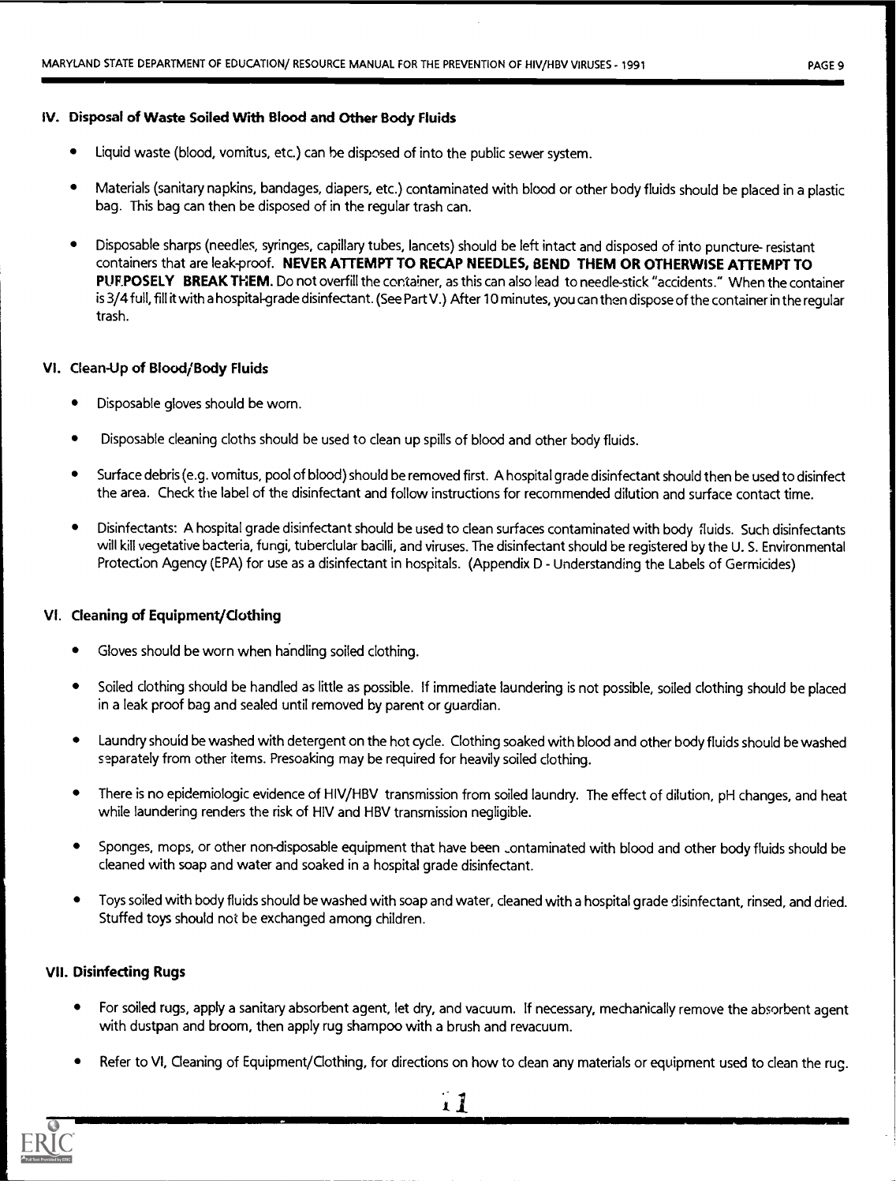## IV. Disposal of Waste Soiled With Blood and Other Body Fluids

- Liquid waste (blood, vomitus, etc.) can be disposed of into the public sewer system.
- Materials (sanitary napkins, bandages, diapers, etc.) contaminated with blood or other body fluids should be placed in a plastic bag. This bag can then be disposed of in the regular trash can.
- Disposable sharps (needles, syringes, capillary tubes, lancets) should be left intact and disposed of into puncture- resistant containers that are leak-proof. **NEVER ATTEMPT TO RECAP NEEDLES, BEND THEM OR OTHERWISE ATTEMPT TO PURPOSELY BREAK THEM.** Do not overfill the container, as this can also lead to needle-stick "accidents." When the container is 3/4 full, fill it with a hospital-grade disinfectant. (See Part V.) After 10 minutes, you can then dispose of the container in the regular trash.

## VI. Clean-Up of Blood/Body Fluids

- Disposable gloves should be worn.
- Disposable cleaning cloths should be used to clean up spills of blood and other body fluids.
- Surface debris (e.g. vomitus, pool of blood) should be removed first. A hospital grade disinfectant should then be used to disinfect the area. Check the label of the disinfectant and follow instructions for recommended dilution and surface contact time.
- Disinfectants: A hospital grade disinfectant should be used to clean surfaces contaminated with body fluids. Such disinfectants will kill vegetative bacteria, fungi, tuberclular bacilli, and viruses. The disinfectant should be registered by the U. S. Environmental Protection Agency (EPA) for use as a disinfectant in hospitals. (Appendix D - Understanding the Labels of Germicides)

## VI. Cleaning of Equipment/Clothing

- Gloves should be worn when handling soiled clothing.
- Soiled clothing should be handled as little as possible. If immediate laundering is not possible, soiled clothing should be placed in a leak proof bag and sealed until removed by parent or guardian.
- Laundry should be washed with detergent on the hot cycle. Clothing soaked with blood and other body fluids should be washed separately from other items. Presoaking may be required for heavily soiled clothing.
- There is no epidemiologic evidence of HIV/HBV transmission from soiled laundry. The effect of dilution, pH changes, and heat while laundering renders the risk of HIV and HBV transmission negligible.
- Sponges, mops, or other non-disposable equipment that have been contaminated with blood and other body fluids should be cleaned with soap and water and soaked in a hospital grade disinfectant.
- Toys soiled with body fluids should be washed with soap and water, cleaned with a hospital grade disinfectant, rinsed, and dried. Stuffed toys should not be exchanged among children.

## VII. Disinfecting Rugs

- For soiled rugs, apply a sanitary absorbent agent, let dry, and vacuum. If necessary, mechanically remove the absorbent agent with dustpan and broom, then apply rug shampoo with a brush and revacuum.
- Refer to VI, Cleaning of Equipment/Clothing, for directions on how to clean any materials or equipment used to clean the rug.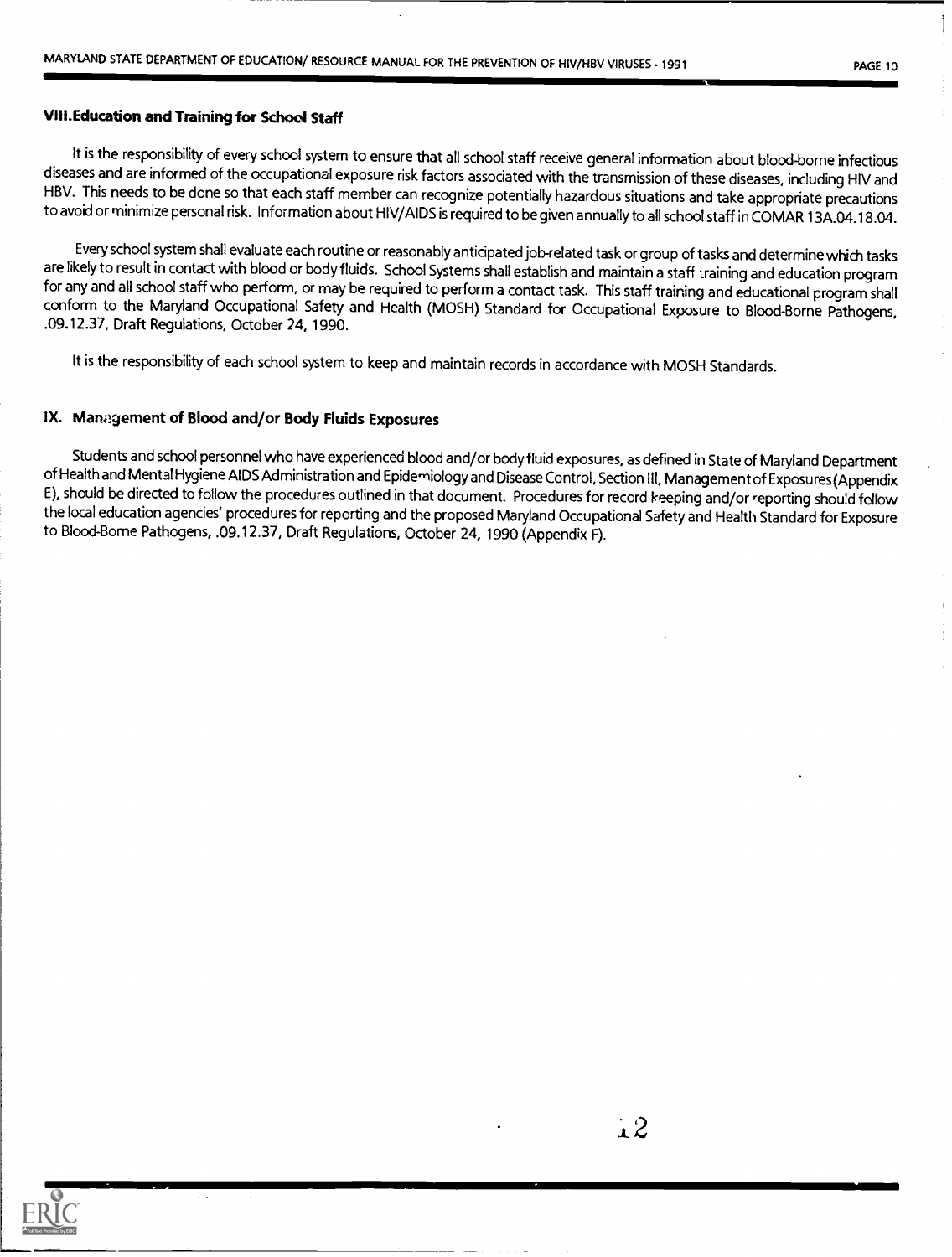## VIII. Education and Training for School Staff

It is the responsibility of every school system to ensure that all school staff receive general information about blood-borne infectious diseases and are informed of the occupational exposure risk factors associated with the transmission of these diseases, including HIV and HBV. This needs to be done so that each staff member can recognize potentially hazardous situations and take appropriate precautions to avoid or minimize personal risk. Information about HIV/AIDS is required to be given annually to all school staff in COMAR 13A.04.18.04.

Every school system shall evaluate each routine or reasonably anticipated job-related task or group of tasks and determine which tasks are likely to result in contact with blood or body fluids. School Systems shall establish and maintain a staff training and education program for any and all school staff who perform, or may be required to perform a contact task. This staff training and educational program shall conform to the Maryland Occupational Safety and Health (MOSH) Standard for Occupational Exposure to Blood-Borne Pathogens, .09.12.37, Draft Regulations, October 24, 1990.

It is the responsibility of each school system to keep and maintain records in accordance with MOSH Standards.

## IX. Management of Blood and/or Body Fluids Exposures

Students and school personnel who have experienced blood and/or body fluid exposures, as defined in State of Maryland Department of Health and Mental Hygiene AIDS Administration and Epidemiology and Disease Control, Section III, Management of Exposures (Appendix E), should be directed to follow the procedures outlined in that document. Procedures for record keeping and/or reporting should follow the local education agencies' procedures for reporting and the proposed Maryland Occupational Safety and Health Standard for Exposure to Blood-Borne Pathogens, .09.12.37, Draft Regulations, October 24, 1990 (Appendix F).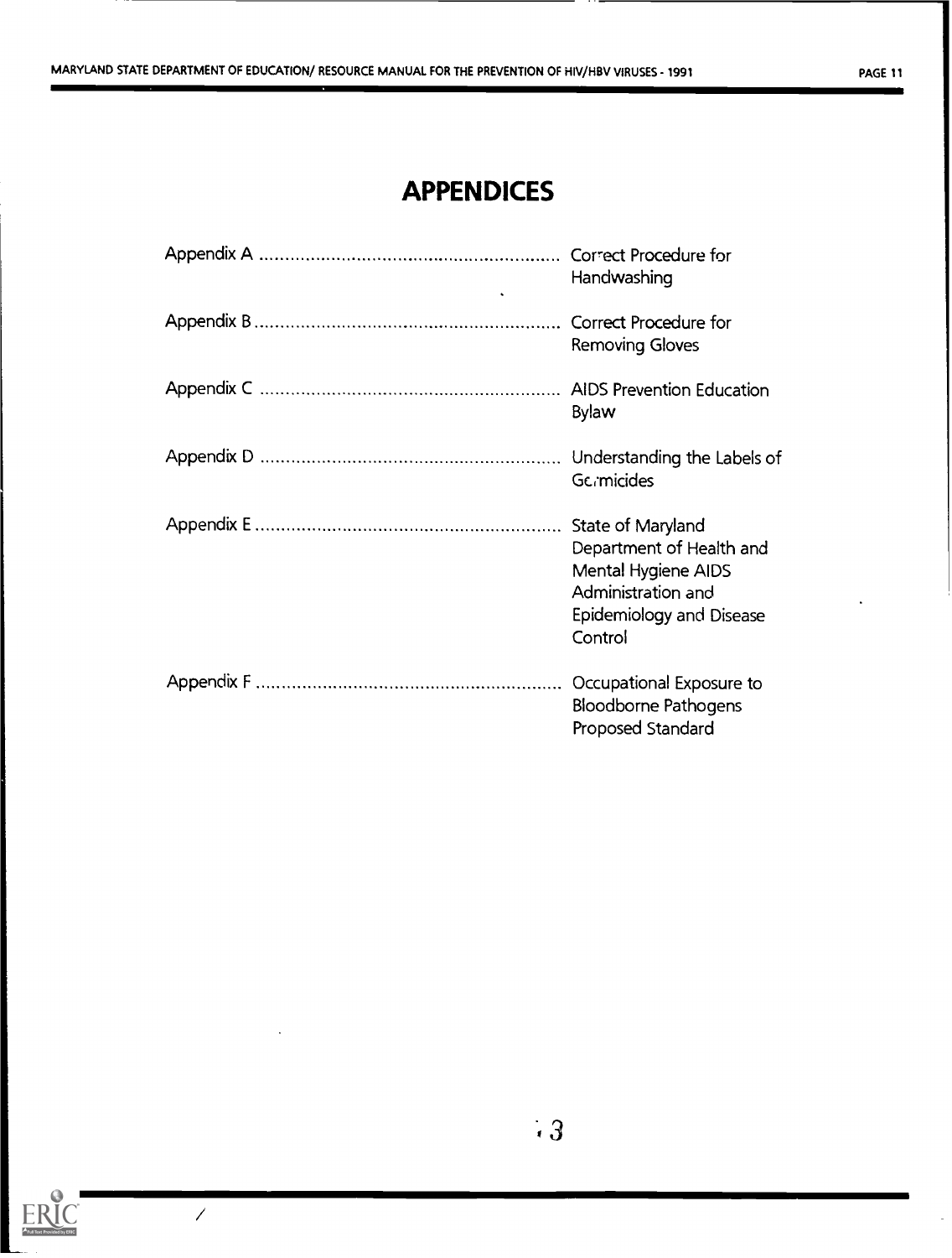# APPENDICES

| | |
|---|---|
| Appendix A | Correct Procedure for Handwashing |
| Appendix B | Correct Procedure for Removing Gloves |
| Appendix C | AIDS Prevention Education Bylaw |
| Appendix D | Understanding the Labels of Germicides |
| Appendix E | State of Maryland Department of Health and Mental Hygiene AIDS Administration and Epidemiology and Disease Control |
| Appendix F | Occupational Exposure to Bloodborne Pathogens Proposed Standard |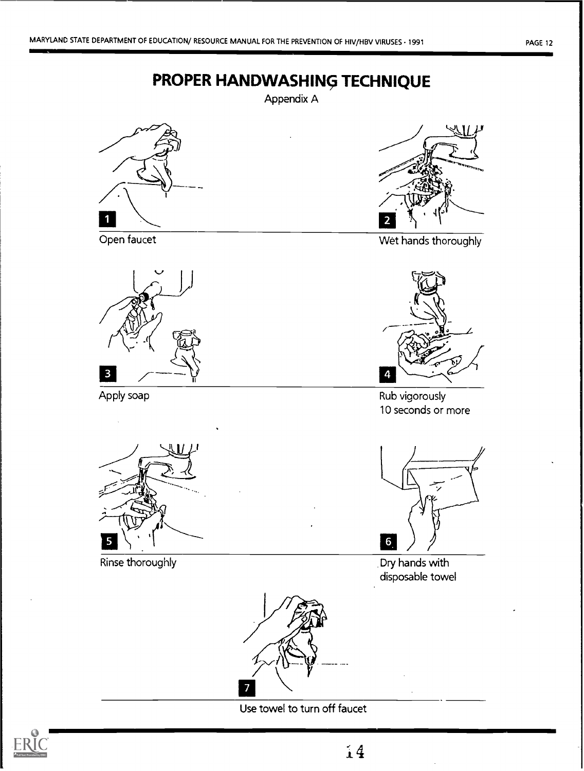# PROPER HANDWASHING TECHNIQUE

Appendix A

1. Open faucet
2. Wet hands thoroughly
3. Apply soap
4. Rub vigorously 10 seconds or more
5. Rinse thoroughly
6. Dry hands with disposable towel
7. Use towel to turn off faucet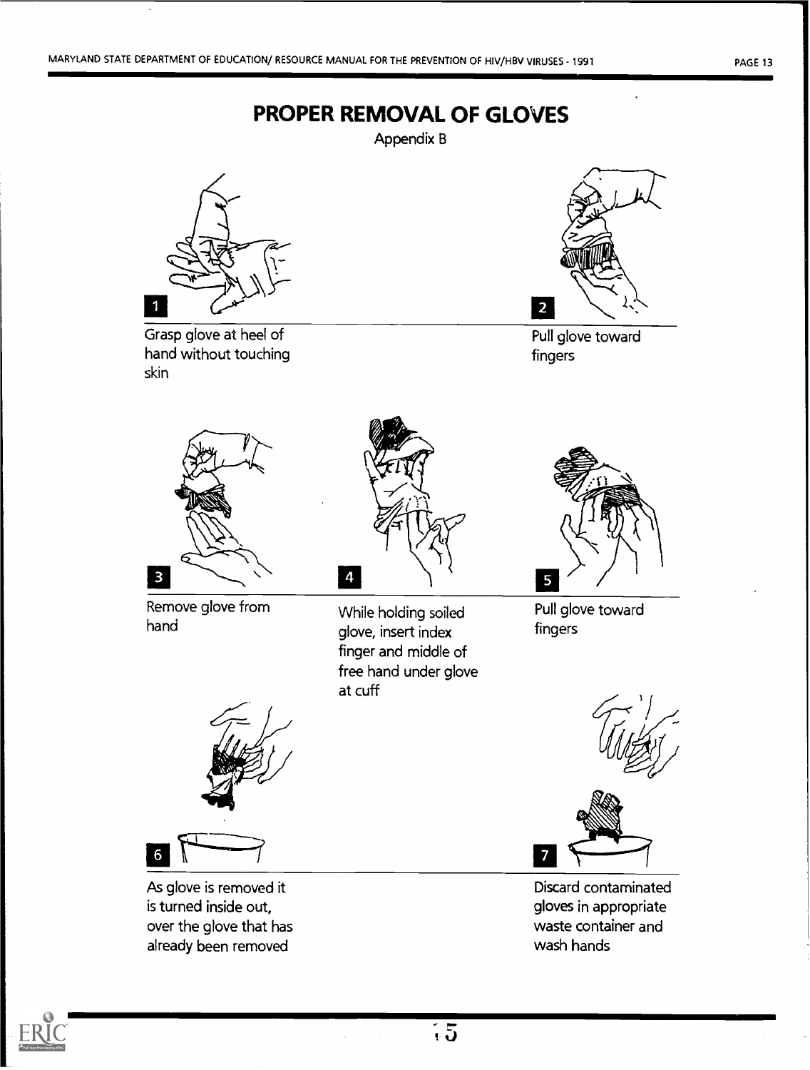# PROPER REMOVAL OF GLOVES

Appendix B

1. Grasp glove at heel of hand without touching skin

2. Pull glove toward fingers

3. Remove glove from hand

4. While holding soiled glove, insert index finger and middle of free hand under glove at cuff

5. Pull glove toward fingers

6. As glove is removed it is turned inside out, over the glove that has already been removed

7. Discard contaminated gloves in appropriate waste container and wash hands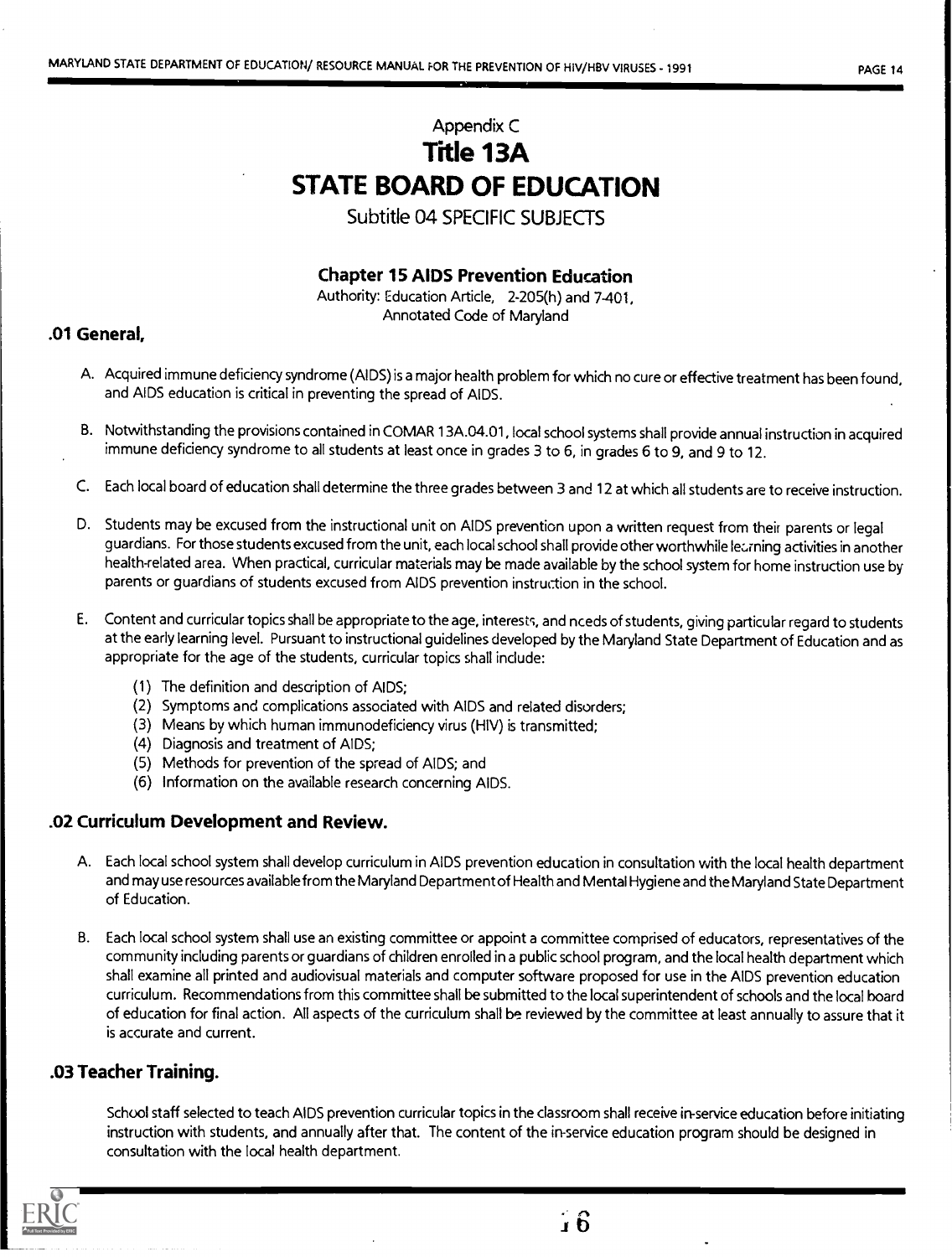Appendix C

# Title 13A

# STATE BOARD OF EDUCATION

Subtitle 04 SPECIFIC SUBJECTS

### Chapter 15 AIDS Prevention Education

Authority: Education Article, 2-205(h) and 7-401, Annotated Code of Maryland

### .01 General,

A. Acquired immune deficiency syndrome (AIDS) is a major health problem for which no cure or effective treatment has been found, and AIDS education is critical in preventing the spread of AIDS.

B. Notwithstanding the provisions contained in COMAR 13A.04.01, local school systems shall provide annual instruction in acquired immune deficiency syndrome to all students at least once in grades 3 to 6, in grades 6 to 9, and 9 to 12.

C. Each local board of education shall determine the three grades between 3 and 12 at which all students are to receive instruction.

D. Students may be excused from the instructional unit on AIDS prevention upon a written request from their parents or legal guardians. For those students excused from the unit, each local school shall provide other worthwhile learning activities in another health-related area. When practical, curricular materials may be made available by the school system for home instruction use by parents or guardians of students excused from AIDS prevention instruction in the school.

E. Content and curricular topics shall be appropriate to the age, interests, and needs of students, giving particular regard to students at the early learning level. Pursuant to instructional guidelines developed by the Maryland State Department of Education and as appropriate for the age of the students, curricular topics shall include:

(1) The definition and description of AIDS;
(2) Symptoms and complications associated with AIDS and related disorders;
(3) Means by which human immunodeficiency virus (HIV) is transmitted;
(4) Diagnosis and treatment of AIDS;
(5) Methods for prevention of the spread of AIDS; and
(6) Information on the available research concerning AIDS.

### .02 Curriculum Development and Review.

A. Each local school system shall develop curriculum in AIDS prevention education in consultation with the local health department and may use resources available from the Maryland Department of Health and Mental Hygiene and the Maryland State Department of Education.

B. Each local school system shall use an existing committee or appoint a committee comprised of educators, representatives of the community including parents or guardians of children enrolled in a public school program, and the local health department which shall examine all printed and audiovisual materials and computer software proposed for use in the AIDS prevention education curriculum. Recommendations from this committee shall be submitted to the local superintendent of schools and the local board of education for final action. All aspects of the curriculum shall be reviewed by the committee at least annually to assure that it is accurate and current.

### .03 Teacher Training.

School staff selected to teach AIDS prevention curricular topics in the classroom shall receive in-service education before initiating instruction with students, and annually after that. The content of the in-service education program should be designed in consultation with the local health department.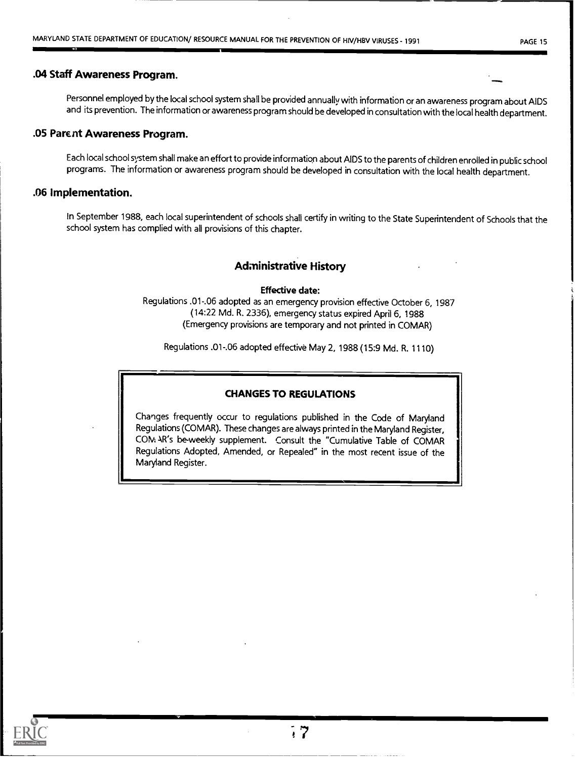### .04 Staff Awareness Program.

Personnel employed by the local school system shall be provided annually with information or an awareness program about AIDS and its prevention. The information or awareness program should be developed in consultation with the local health department.

### .05 Parent Awareness Program.

Each local school system shall make an effort to provide information about AIDS to the parents of children enrolled in public school programs. The information or awareness program should be developed in consultation with the local health department.

### .06 Implementation.

In September 1988, each local superintendent of schools shall certify in writing to the State Superintendent of Schools that the school system has complied with all provisions of this chapter.

## Administrative History

**Effective date:**

Regulations .01-.06 adopted as an emergency provision effective October 6, 1987 (14:22 Md. R. 2336), emergency status expired April 6, 1988 (Emergency provisions are temporary and not printed in COMAR)

Regulations .01-.06 adopted effective May 2, 1988 (15:9 Md. R. 1110)

**CHANGES TO REGULATIONS**

Changes frequently occur to regulations published in the Code of Maryland Regulations (COMAR). These changes are always printed in the Maryland Register, COMAR's be-weekly supplement. Consult the "Cumulative Table of COMAR Regulations Adopted, Amended, or Repealed" in the most recent issue of the Maryland Register.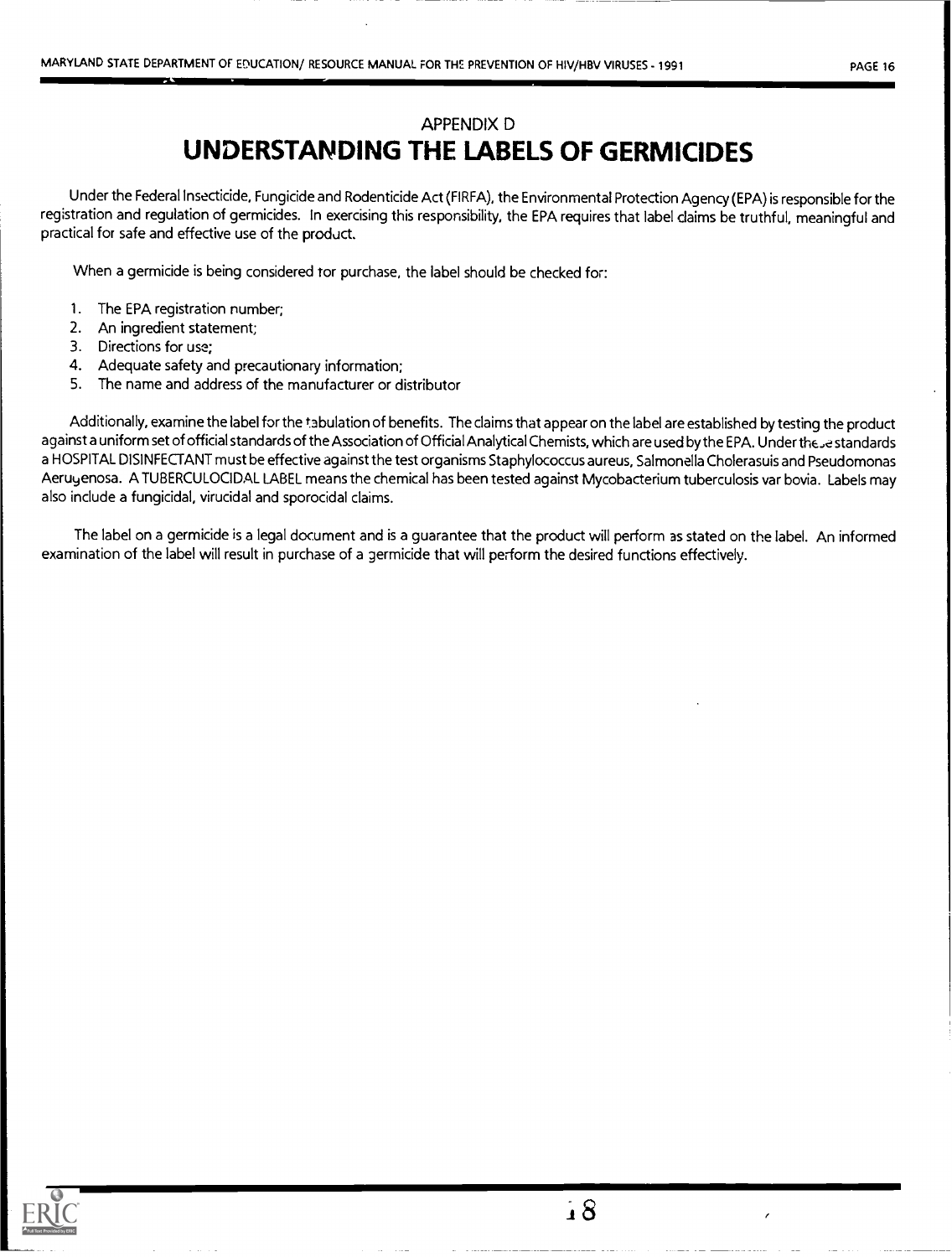APPENDIX D

# UNDERSTANDING THE LABELS OF GERMICIDES

Under the Federal Insecticide, Fungicide and Rodenticide Act (FIRFA), the Environmental Protection Agency (EPA) is responsible for the registration and regulation of germicides. In exercising this responsibility, the EPA requires that label claims be truthful, meaningful and practical for safe and effective use of the product.

When a germicide is being considered for purchase, the label should be checked for:

1. The EPA registration number;
2. An ingredient statement;
3. Directions for use;
4. Adequate safety and precautionary information;
5. The name and address of the manufacturer or distributor

Additionally, examine the label for the tabulation of benefits. The claims that appear on the label are established by testing the product against a uniform set of official standards of the Association of Official Analytical Chemists, which are used by the EPA. Under these standards a HOSPITAL DISINFECTANT must be effective against the test organisms Staphylococcus aureus, Salmonella Cholerasuis and Pseudomonas Aeruyenosa. A TUBERCULOCIDAL LABEL means the chemical has been tested against Mycobacterium tuberculosis var bovia. Labels may also include a fungicidal, virucidal and sporocidal claims.

The label on a germicide is a legal document and is a guarantee that the product will perform as stated on the label. An informed examination of the label will result in purchase of a germicide that will perform the desired functions effectively.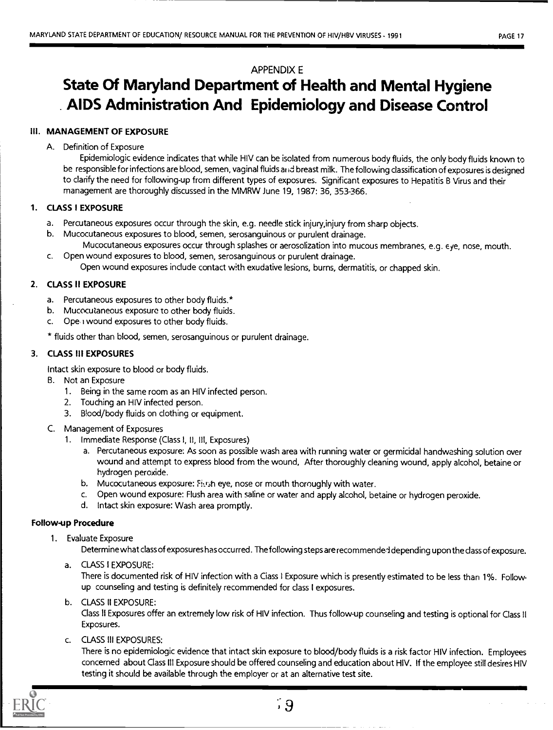APPENDIX E

# State Of Maryland Department of Health and Mental Hygiene AIDS Administration And Epidemiology and Disease Control

## III. MANAGEMENT OF EXPOSURE

A. Definition of Exposure

Epidemiologic evidence indicates that while HIV can be isolated from numerous body fluids, the only body fluids known to be responsible for infections are blood, semen, vaginal fluids and breast milk. The following classification of exposures is designed to clarify the need for following-up from different types of exposures. Significant exposures to Hepatitis B Virus and their management are thoroughly discussed in the MMRW June 19, 1987: 36, 353-366.

### 1. CLASS I EXPOSURE

a. Percutaneous exposures occur through the skin, e.g. needle stick injury,injury from sharp objects.

b. Mucocutaneous exposures to blood, semen, serosanguinous or purulent drainage.
Mucocutaneous exposures occur through splashes or aerosolization into mucous membranes, e.g. eye, nose, mouth.

c. Open wound exposures to blood, semen, serosanguinous or purulent drainage.
Open wound exposures include contact with exudative lesions, burns, dermatitis, or chapped skin.

### 2. CLASS II EXPOSURE

a. Percutaneous exposures to other body fluids.*

b. Mucocutaneous exposure to other body fluids.

c. Open wound exposures to other body fluids.

\* fluids other than blood, semen, serosanguinous or purulent drainage.

### 3. CLASS III EXPOSURES

Intact skin exposure to blood or body fluids.

B. Not an Exposure

1. Being in the same room as an HIV infected person.
2. Touching an HIV infected person.
3. Blood/body fluids on clothing or equipment.

C. Management of Exposures

1. Immediate Response (Class I, II, III, Exposures)
   a. Percutaneous exposure: As soon as possible wash area with running water or germicidal handwashing solution over wound and attempt to express blood from the wound, After thoroughly cleaning wound, apply alcohol, betaine or hydrogen peroxide.
   b. Mucocutaneous exposure: Flush eye, nose or mouth thoroughly with water.
   c. Open wound exposure: Flush area with saline or water and apply alcohol, betaine or hydrogen peroxide.
   d. Intact skin exposure: Wash area promptly.

### Follow-up Procedure

1. Evaluate Exposure

Determine what class of exposures has occurred. The following steps are recommended depending upon the class of exposure.

a. CLASS I EXPOSURE:
There is documented risk of HIV infection with a Class I Exposure which is presently estimated to be less than 1%. Follow-up counseling and testing is definitely recommended for class I exposures.

b. CLASS II EXPOSURE:
Class II Exposures offer an extremely low risk of HIV infection. Thus follow-up counseling and testing is optional for Class II Exposures.

c. CLASS III EXPOSURES:
There is no epidemiologic evidence that intact skin exposure to blood/body fluids is a risk factor HIV infection. Employees concerned about Class III Exposure should be offered counseling and education about HIV. If the employee still desires HIV testing it should be available through the employer or at an alternative test site.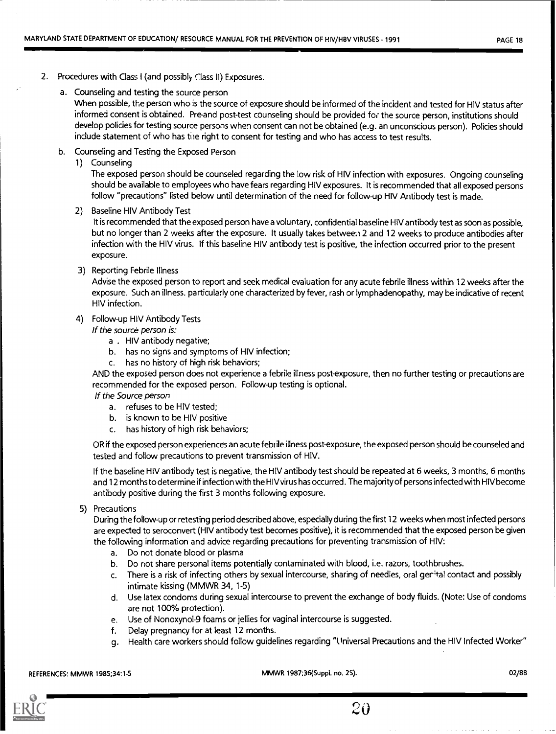2. Procedures with Class I (and possibly Class II) Exposures.

   a. Counseling and testing the source person

      When possible, the person who is the source of exposure should be informed of the incident and tested for HIV status after informed consent is obtained. Pre-and post-test counseling should be provided for the source person, institutions should develop policies for testing source persons when consent can not be obtained (e.g. an unconscious person). Policies should include statement of who has the right to consent for testing and who has access to test results.

   b. Counseling and Testing the Exposed Person

      1) Counseling

         The exposed person should be counseled regarding the low risk of HIV infection with exposures. Ongoing counseling should be available to employees who have fears regarding HIV exposures. It is recommended that all exposed persons follow "precautions" listed below until determination of the need for follow-up HIV Antibody test is made.

      2) Baseline HIV Antibody Test

         It is recommended that the exposed person have a voluntary, confidential baseline HIV antibody test as soon as possible, but no longer than 2 weeks after the exposure. It usually takes between 2 and 12 weeks to produce antibodies after infection with the HIV virus. If this baseline HIV antibody test is positive, the infection occurred prior to the present exposure.

      3) Reporting Febrile Illness

         Advise the exposed person to report and seek medical evaluation for any acute febrile illness within 12 weeks after the exposure. Such an illness. particularly one characterized by fever, rash or lymphadenopathy, may be indicative of recent HIV infection.

      4) Follow-up HIV Antibody Tests

         *If the source person is:*

         a. HIV antibody negative;
         b. has no signs and symptoms of HIV infection;
         c. has no history of high risk behaviors;

         AND the exposed person does not experience a febrile illness post-exposure, then no further testing or precautions are recommended for the exposed person. Follow-up testing is optional.

         *If the Source person*

         a. refuses to be HIV tested;
         b. is known to be HIV positive
         c. has history of high risk behaviors;

         OR if the exposed person experiences an acute febrile illness post-exposure, the exposed person should be counseled and tested and follow precautions to prevent transmission of HIV.

         If the baseline HIV antibody test is negative, the HIV antibody test should be repeated at 6 weeks, 3 months, 6 months and 12 months to determine if infection with the HIV virus has occurred. The majority of persons infected with HIV become antibody positive during the first 3 months following exposure.

      5) Precautions

         During the follow-up or retesting period described above, especially during the first 12 weeks when most infected persons are expected to seroconvert (HIV antibody test becomes positive), it is recommended that the exposed person be given the following information and advice regarding precautions for preventing transmission of HIV:

         a. Do not donate blood or plasma
         b. Do not share personal items potentially contaminated with blood, i.e. razors, toothbrushes.
         c. There is a risk of infecting others by sexual intercourse, sharing of needles, oral genital contact and possibly intimate kissing (MMWR 34, 1-5)
         d. Use latex condoms during sexual intercourse to prevent the exchange of body fluids. (Note: Use of condoms are not 100% protection).
         e. Use of Nonoxynol-9 foams or jellies for vaginal intercourse is suggested.
         f. Delay pregnancy for at least 12 months.
         g. Health care workers should follow guidelines regarding "Universal Precautions and the HIV Infected Worker"

REFERENCES: MMWR 1985;34:1-5 MMWR 1987;36(Suppl. no. 2S). 02/88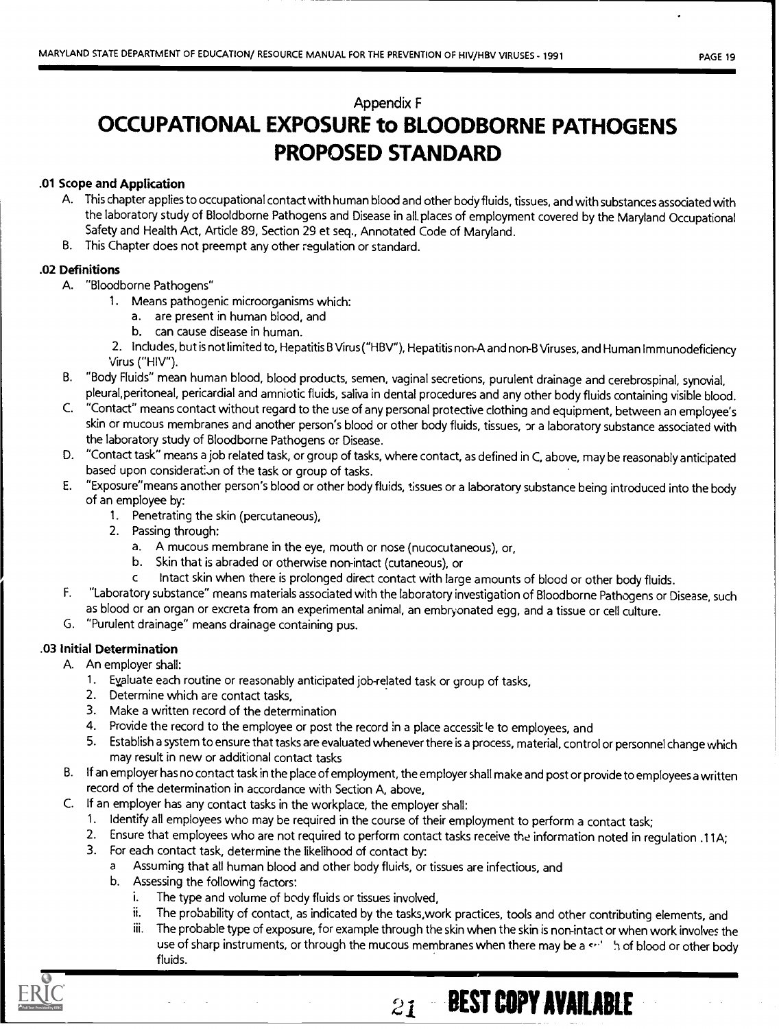## Appendix F

# OCCUPATIONAL EXPOSURE to BLOODBORNE PATHOGENS PROPOSED STANDARD

### .01 Scope and Application

A. This chapter applies to occupational contact with human blood and other body fluids, tissues, and with substances associated with the laboratory study of Blooldborne Pathogens and Disease in all places of employment covered by the Maryland Occupational Safety and Health Act, Article 89, Section 29 et seq., Annotated Code of Maryland.

B. This Chapter does not preempt any other regulation or standard.

### .02 Definitions

A. "Bloodborne Pathogens"
   1. Means pathogenic microorganisms which:
      a. are present in human blood, and
      b. can cause disease in human.
   2. Includes, but is not limited to, Hepatitis B Virus ("HBV"), Hepatitis non-A and non-B Viruses, and Human Immunodeficiency Virus ("HIV").

B. "Body Fluids" mean human blood, blood products, semen, vaginal secretions, purulent drainage and cerebrospinal, synovial, pleural, peritoneal, pericardial and amniotic fluids, saliva in dental procedures and any other body fluids containing visible blood.

C. "Contact" means contact without regard to the use of any personal protective clothing and equipment, between an employee's skin or mucous membranes and another person's blood or other body fluids, tissues, or a laboratory substance associated with the laboratory study of Bloodborne Pathogens or Disease.

D. "Contact task" means a job related task, or group of tasks, where contact, as defined in C, above, may be reasonably anticipated based upon consideration of the task or group of tasks.

E. "Exposure" means another person's blood or other body fluids, tissues or a laboratory substance being introduced into the body of an employee by:
   1. Penetrating the skin (percutaneous),
   2. Passing through:
      a. A mucous membrane in the eye, mouth or nose (nucocutaneous), or,
      b. Skin that is abraded or otherwise non-intact (cutaneous), or
      c Intact skin when there is prolonged direct contact with large amounts of blood or other body fluids.

F. "Laboratory substance" means materials associated with the laboratory investigation of Bloodborne Pathogens or Disease, such as blood or an organ or excreta from an experimental animal, an embryonated egg, and a tissue or cell culture.

G. "Purulent drainage" means drainage containing pus.

### .03 Initial Determination

A. An employer shall:
   1. Evaluate each routine or reasonably anticipated job-related task or group of tasks,
   2. Determine which are contact tasks,
   3. Make a written record of the determination
   4. Provide the record to the employee or post the record in a place accessible to employees, and
   5. Establish a system to ensure that tasks are evaluated whenever there is a process, material, control or personnel change which may result in new or additional contact tasks

B. If an employer has no contact task in the place of employment, the employer shall make and post or provide to employees a written record of the determination in accordance with Section A, above,

C. If an employer has any contact tasks in the workplace, the employer shall:
   1. Identify all employees who may be required in the course of their employment to perform a contact task;
   2. Ensure that employees who are not required to perform contact tasks receive the information noted in regulation .11A;
   3. For each contact task, determine the likelihood of contact by:
      a Assuming that all human blood and other body fluids, or tissues are infectious, and
      b. Assessing the following factors:
         i. The type and volume of body fluids or tissues involved,
         ii. The probability of contact, as indicated by the tasks, work practices, tools and other contributing elements, and
         iii. The probable type of exposure, for example through the skin when the skin is non-intact or when work involves the use of sharp instruments, or through the mucous membranes when there may be a splash of blood or other body fluids.

BEST COPY AVAILABLE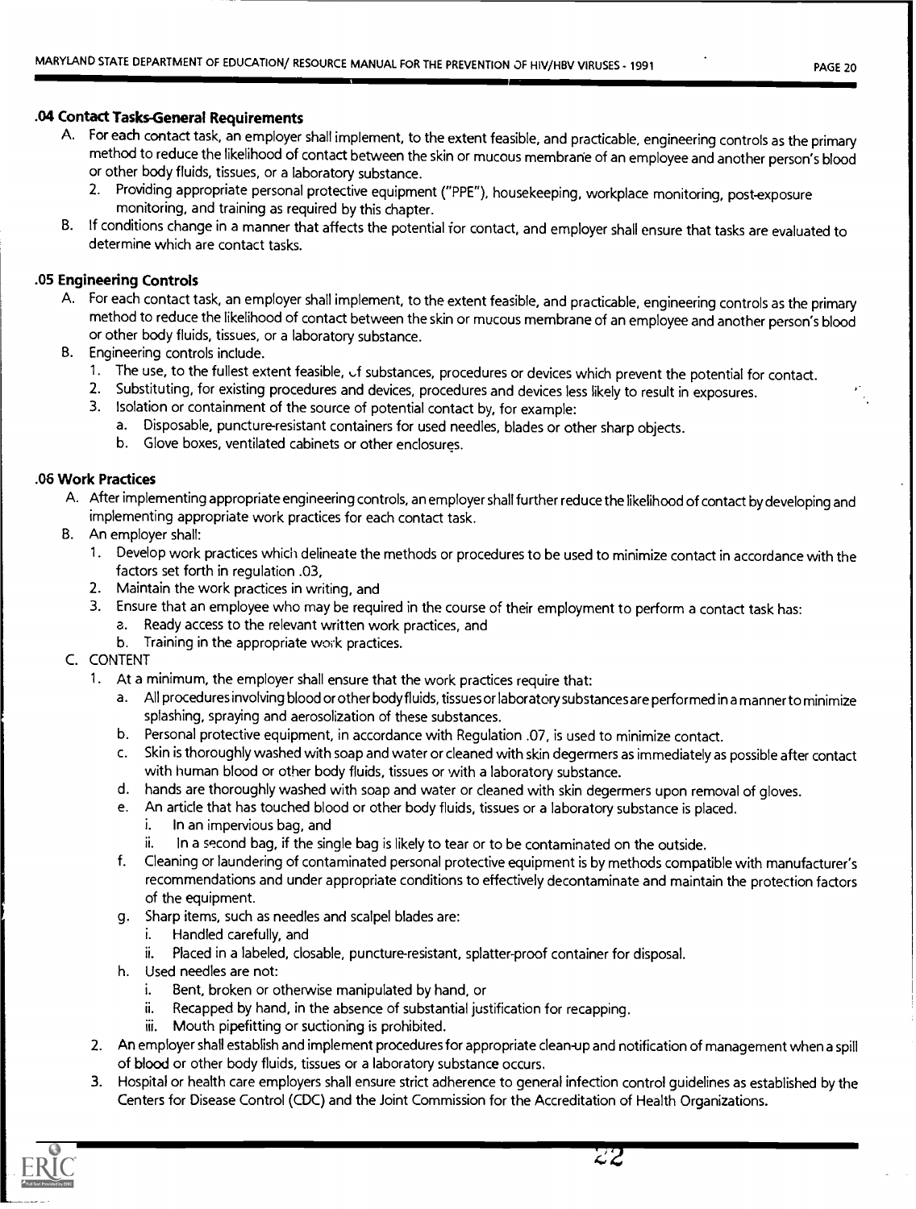### .04 Contact Tasks-General Requirements

A. For each contact task, an employer shall implement, to the extent feasible, and practicable, engineering controls as the primary method to reduce the likelihood of contact between the skin or mucous membrane of an employee and another person's blood or other body fluids, tissues, or a laboratory substance.
   2. Providing appropriate personal protective equipment ("PPE"), housekeeping, workplace monitoring, post-exposure monitoring, and training as required by this chapter.

B. If conditions change in a manner that affects the potential for contact, and employer shall ensure that tasks are evaluated to determine which are contact tasks.

### .05 Engineering Controls

A. For each contact task, an employer shall implement, to the extent feasible, and practicable, engineering controls as the primary method to reduce the likelihood of contact between the skin or mucous membrane of an employee and another person's blood or other body fluids, tissues, or a laboratory substance.

B. Engineering controls include.
   1. The use, to the fullest extent feasible, of substances, procedures or devices which prevent the potential for contact.
   2. Substituting, for existing procedures and devices, procedures and devices less likely to result in exposures.
   3. Isolation or containment of the source of potential contact by, for example:
      a. Disposable, puncture-resistant containers for used needles, blades or other sharp objects.
      b. Glove boxes, ventilated cabinets or other enclosures.

### .06 Work Practices

A. After implementing appropriate engineering controls, an employer shall further reduce the likelihood of contact by developing and implementing appropriate work practices for each contact task.

B. An employer shall:
   1. Develop work practices which delineate the methods or procedures to be used to minimize contact in accordance with the factors set forth in regulation .03,
   2. Maintain the work practices in writing, and
   3. Ensure that an employee who may be required in the course of their employment to perform a contact task has:
      a. Ready access to the relevant written work practices, and
      b. Training in the appropriate work practices.

C. CONTENT
   1. At a minimum, the employer shall ensure that the work practices require that:
      a. All procedures involving blood or other body fluids, tissues or laboratory substances are performed in a manner to minimize splashing, spraying and aerosolization of these substances.
      b. Personal protective equipment, in accordance with Regulation .07, is used to minimize contact.
      c. Skin is thoroughly washed with soap and water or cleaned with skin degermers as immediately as possible after contact with human blood or other body fluids, tissues or with a laboratory substance.
      d. hands are thoroughly washed with soap and water or cleaned with skin degermers upon removal of gloves.
      e. An article that has touched blood or other body fluids, tissues or a laboratory substance is placed.
         i. In an impervious bag, and
         ii. In a second bag, if the single bag is likely to tear or to be contaminated on the outside.
      f. Cleaning or laundering of contaminated personal protective equipment is by methods compatible with manufacturer's recommendations and under appropriate conditions to effectively decontaminate and maintain the protection factors of the equipment.
      g. Sharp items, such as needles and scalpel blades are:
         i. Handled carefully, and
         ii. Placed in a labeled, closable, puncture-resistant, splatter-proof container for disposal.
      h. Used needles are not:
         i. Bent, broken or otherwise manipulated by hand, or
         ii. Recapped by hand, in the absence of substantial justification for recapping.
         iii. Mouth pipefitting or suctioning is prohibited.
   2. An employer shall establish and implement procedures for appropriate clean-up and notification of management when a spill of blood or other body fluids, tissues or a laboratory substance occurs.
   3. Hospital or health care employers shall ensure strict adherence to general infection control guidelines as established by the Centers for Disease Control (CDC) and the Joint Commission for the Accreditation of Health Organizations.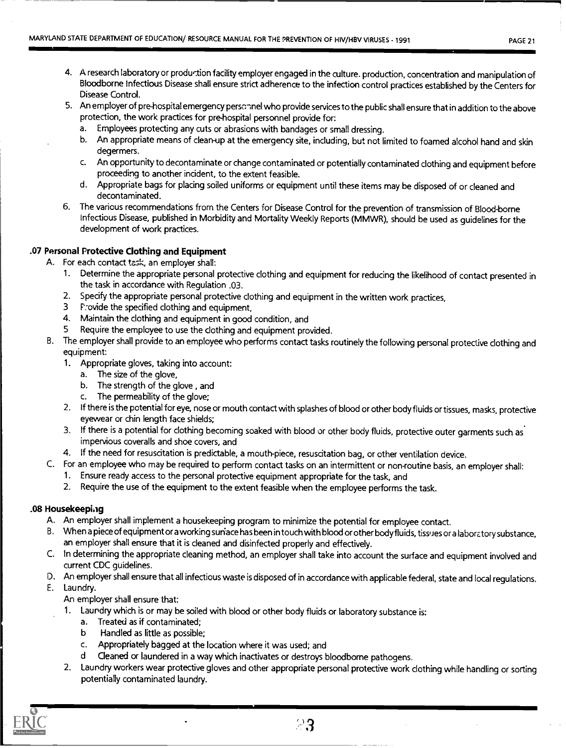4. A research laboratory or production facility employer engaged in the culture. production, concentration and manipulation of Bloodborne Infectious Disease shall ensure strict adherence to the infection control practices established by the Centers for Disease Control.
5. An employer of pre-hospital emergency personnel who provide services to the public shall ensure that in addition to the above protection, the work practices for pre-hospital personnel provide for:
   a. Employees protecting any cuts or abrasions with bandages or small dressing.
   b. An appropriate means of clean-up at the emergency site, including, but not limited to foamed alcohol hand and skin degermers.
   c. An opportunity to decontaminate or change contaminated or potentially contaminated clothing and equipment before proceeding to another incident, to the extent feasible.
   d. Appropriate bags for placing soiled uniforms or equipment until these items may be disposed of or cleaned and decontaminated.
6. The various recommendations from the Centers for Disease Control for the prevention of transmission of Blood-borne Infectious Disease, published in Morbidity and Mortality Weekly Reports (MMWR), should be used as guidelines for the development of work practices.

### .07 Personal Protective Clothing and Equipment

A. For each contact task, an employer shall:
   1. Determine the appropriate personal protective clothing and equipment for reducing the likelihood of contact presented in the task in accordance with Regulation .03.
   2. Specify the appropriate personal protective clothing and equipment in the written work practices,
   3. Provide the specified clothing and equipment,
   4. Maintain the clothing and equipment in good condition, and
   5. Require the employee to use the clothing and equipment provided.

B. The employer shall provide to an employee who performs contact tasks routinely the following personal protective clothing and equipment:
   1. Appropriate gloves, taking into account:
      a. The size of the glove,
      b. The strength of the glove , and
      c. The permeability of the glove;
   2. If there is the potential for eye, nose or mouth contact with splashes of blood or other body fluids or tissues, masks, protective eyewear or chin length face shields;
   3. If there is a potential for clothing becoming soaked with blood or other body fluids, protective outer garments such as impervious coveralls and shoe covers, and
   4. If the need for resuscitation is predictable, a mouth-piece, resuscitation bag, or other ventilation device.

C. For an employee who may be required to perform contact tasks on an intermittent or non-routine basis, an employer shall:
   1. Ensure ready access to the personal protective equipment appropriate for the task, and
   2. Require the use of the equipment to the extent feasible when the employee performs the task.

### .08 Housekeeping

A. An employer shall implement a housekeeping program to minimize the potential for employee contact.

B. When a piece of equipment or a working surface has been in touch with blood or other body fluids, tissues or a laboratory substance, an employer shall ensure that it is cleaned and disinfected properly and effectively.

C. In determining the appropriate cleaning method, an employer shall take into account the surface and equipment involved and current CDC guidelines.

D. An employer shall ensure that all infectious waste is disposed of in accordance with applicable federal, state and local regulations.

E. Laundry.

   An employer shall ensure that:
   1. Laundry which is or may be soiled with blood or other body fluids or laboratory substance is:
      a. Treated as if contaminated;
      b. Handled as little as possible;
      c. Appropriately bagged at the location where it was used; and
      d. Cleaned or laundered in a way which inactivates or destroys bloodborne pathogens.
   2. Laundry workers wear protective gloves and other appropriate personal protective work clothing while handling or sorting potentially contaminated laundry.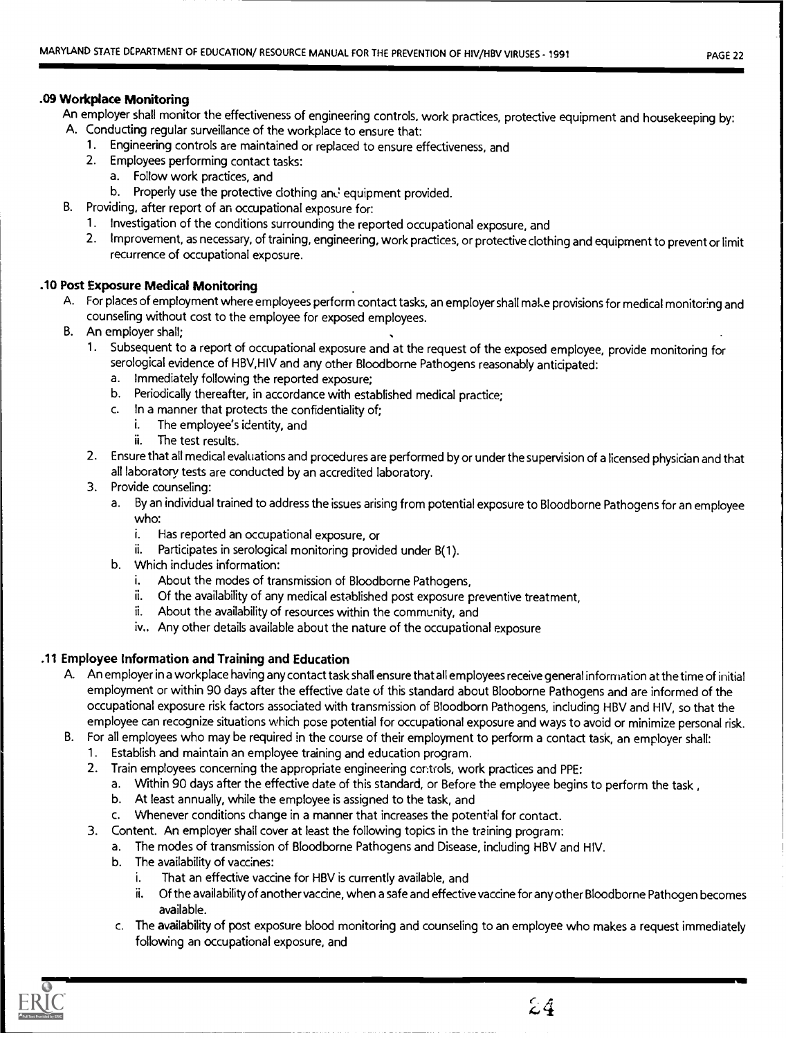### .09 Workplace Monitoring

An employer shall monitor the effectiveness of engineering controls, work practices, protective equipment and housekeeping by:

A. Conducting regular surveillance of the workplace to ensure that:
   1. Engineering controls are maintained or replaced to ensure effectiveness, and
   2. Employees performing contact tasks:
      a. Follow work practices, and
      b. Properly use the protective clothing and equipment provided.

B. Providing, after report of an occupational exposure for:
   1. Investigation of the conditions surrounding the reported occupational exposure, and
   2. Improvement, as necessary, of training, engineering, work practices, or protective clothing and equipment to prevent or limit recurrence of occupational exposure.

### .10 Post Exposure Medical Monitoring

A. For places of employment where employees perform contact tasks, an employer shall make provisions for medical monitoring and counseling without cost to the employee for exposed employees.

B. An employer shall;
   1. Subsequent to a report of occupational exposure and at the request of the exposed employee, provide monitoring for serological evidence of HBV,HIV and any other Bloodborne Pathogens reasonably anticipated:
      a. Immediately following the reported exposure;
      b. Periodically thereafter, in accordance with established medical practice;
      c. In a manner that protects the confidentiality of;
         i. The employee's identity, and
         ii. The test results.
   2. Ensure that all medical evaluations and procedures are performed by or under the supervision of a licensed physician and that all laboratory tests are conducted by an accredited laboratory.
   3. Provide counseling:
      a. By an individual trained to address the issues arising from potential exposure to Bloodborne Pathogens for an employee who:
         i. Has reported an occupational exposure, or
         ii. Participates in serological monitoring provided under B(1).
      b. Which includes information:
         i. About the modes of transmission of Bloodborne Pathogens,
         ii. Of the availability of any medical established post exposure preventive treatment,
         ii. About the availability of resources within the community, and
         iv.. Any other details available about the nature of the occupational exposure

### .11 Employee Information and Training and Education

A. An employer in a workplace having any contact task shall ensure that all employees receive general information at the time of initial employment or within 90 days after the effective date of this standard about Blooborne Pathogens and are informed of the occupational exposure risk factors associated with transmission of Bloodborn Pathogens, including HBV and HIV, so that the employee can recognize situations which pose potential for occupational exposure and ways to avoid or minimize personal risk.

B. For all employees who may be required in the course of their employment to perform a contact task, an employer shall:
   1. Establish and maintain an employee training and education program.
   2. Train employees concerning the appropriate engineering controls, work practices and PPE:
      a. Within 90 days after the effective date of this standard, or Before the employee begins to perform the task ,
      b. At least annually, while the employee is assigned to the task, and
      c. Whenever conditions change in a manner that increases the potential for contact.
   3. Content. An employer shall cover at least the following topics in the training program:
      a. The modes of transmission of Bloodborne Pathogens and Disease, including HBV and HIV.
      b. The availability of vaccines:
         i. That an effective vaccine for HBV is currently available, and
         ii. Of the availability of another vaccine, when a safe and effective vaccine for any other Bloodborne Pathogen becomes available.
      c. The availability of post exposure blood monitoring and counseling to an employee who makes a request immediately following an occupational exposure, and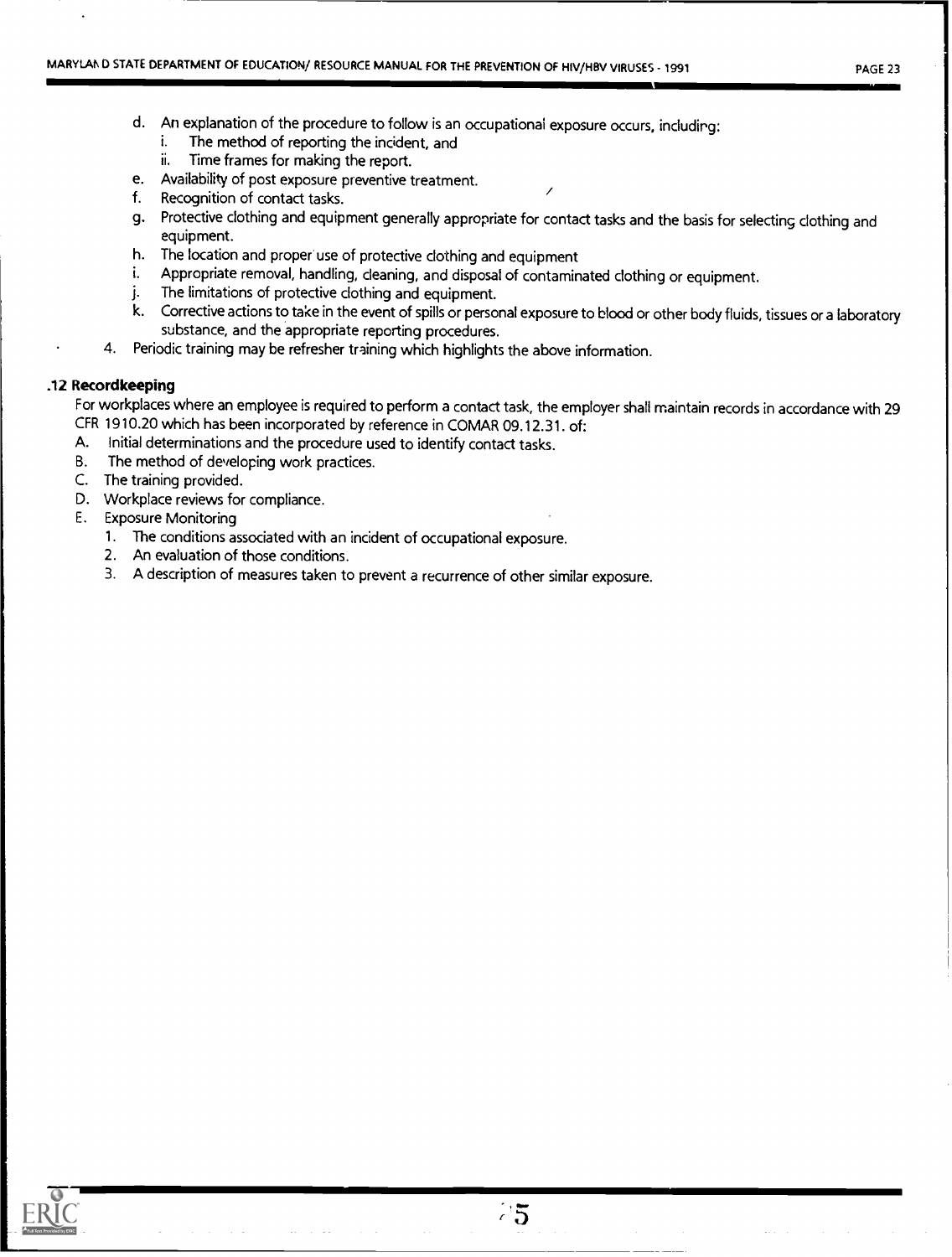d. An explanation of the procedure to follow is an occupational exposure occurs, including:
   i. The method of reporting the incident, and
   ii. Time frames for making the report.
e. Availability of post exposure preventive treatment.
f. Recognition of contact tasks.
g. Protective clothing and equipment generally appropriate for contact tasks and the basis for selecting clothing and equipment.
h. The location and proper use of protective clothing and equipment
i. Appropriate removal, handling, cleaning, and disposal of contaminated clothing or equipment.
j. The limitations of protective clothing and equipment.
k. Corrective actions to take in the event of spills or personal exposure to blood or other body fluids, tissues or a laboratory substance, and the appropriate reporting procedures.

4. Periodic training may be refresher training which highlights the above information.

### .12 Recordkeeping

For workplaces where an employee is required to perform a contact task, the employer shall maintain records in accordance with 29 CFR 1910.20 which has been incorporated by reference in COMAR 09.12.31. of:

A. Initial determinations and the procedure used to identify contact tasks.
B. The method of developing work practices.
C. The training provided.
D. Workplace reviews for compliance.
E. Exposure Monitoring
   1. The conditions associated with an incident of occupational exposure.
   2. An evaluation of those conditions.
   3. A description of measures taken to prevent a recurrence of other similar exposure.